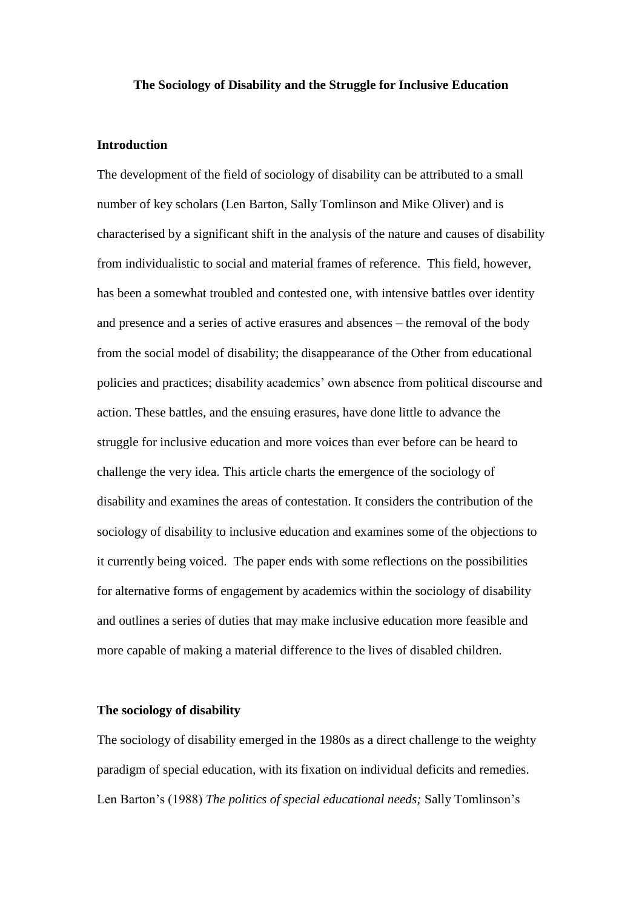# The Sociology of Disability and the Struggle for Inclusive Education

## Introduction

The development of the field of sociology of disability can be attributed to a small number of key scholars (Len Barton, Sally Tomlinson and Mike Oliver) and is characterised by a significant shift in the analysis of the nature and causes of disability from individualistic to social and material frames of reference. This field, however, has been a somewhat troubled and contested one, with intensive battles over identity and presence and a series of active erasures and absences – the removal of the body from the social model of disability; the disappearance of the Other from educational policies and practices; disability academics' own absence from political discourse and action. These battles, and the ensuing erasures, have done little to advance the struggle for inclusive education and more voices than ever before can be heard to challenge the very idea. This article charts the emergence of the sociology of disability and examines the areas of contestation. It considers the contribution of the sociology of disability to inclusive education and examines some of the objections to it currently being voiced. The paper ends with some reflections on the possibilities for alternative forms of engagement by academics within the sociology of disability and outlines a series of duties that may make inclusive education more feasible and more capable of making a material difference to the lives of disabled children.

## The sociology of disability

The sociology of disability emerged in the 1980s as a direct challenge to the weighty paradigm of special education, with its fixation on individual deficits and remedies. Len Barton's (1988) *The politics of special educational needs;* Sally Tomlinson's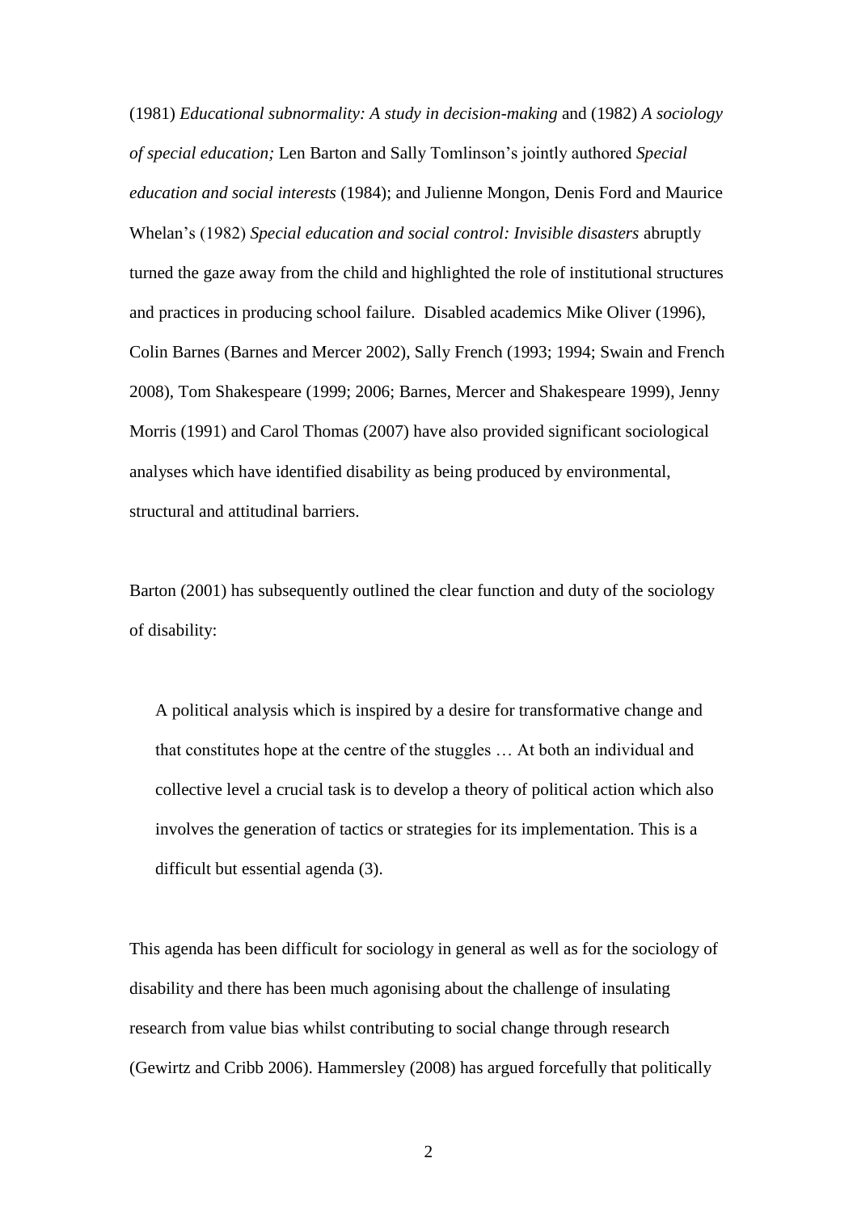(1981) *Educational subnormality: A study in decision-making* and (1982) *A sociology of special education;* Len Barton and Sally Tomlinson's jointly authored *Special education and social interests* (1984); and Julienne Mongon, Denis Ford and Maurice Whelan's (1982) *Special education and social control: Invisible disasters* abruptly turned the gaze away from the child and highlighted the role of institutional structures and practices in producing school failure. Disabled academics Mike Oliver (1996), Colin Barnes (Barnes and Mercer 2002), Sally French (1993; 1994; Swain and French 2008), Tom Shakespeare (1999; 2006; Barnes, Mercer and Shakespeare 1999), Jenny Morris (1991) and Carol Thomas (2007) have also provided significant sociological analyses which have identified disability as being produced by environmental, structural and attitudinal barriers.

Barton (2001) has subsequently outlined the clear function and duty of the sociology of disability:

> A political analysis which is inspired by a desire for transformative change and that constitutes hope at the centre of the stuggles … At both an individual and collective level a crucial task is to develop a theory of political action which also involves the generation of tactics or strategies for its implementation. This is a difficult but essential agenda (3).

This agenda has been difficult for sociology in general as well as for the sociology of disability and there has been much agonising about the challenge of insulating research from value bias whilst contributing to social change through research (Gewirtz and Cribb 2006). Hammersley (2008) has argued forcefully that politically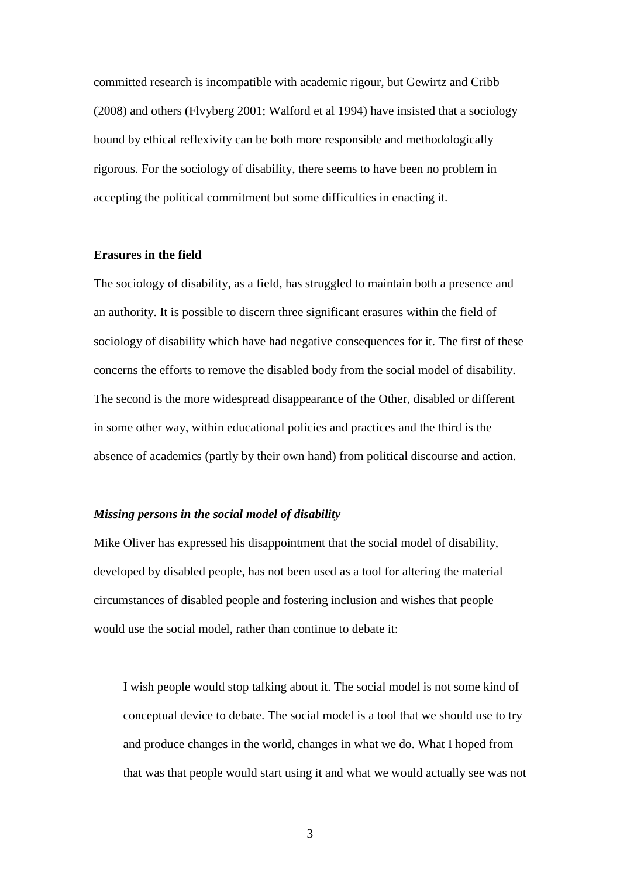committed research is incompatible with academic rigour, but Gewirtz and Cribb (2008) and others (Flvyberg 2001; Walford et al 1994) have insisted that a sociology bound by ethical reflexivity can be both more responsible and methodologically rigorous. For the sociology of disability, there seems to have been no problem in accepting the political commitment but some difficulties in enacting it.

**Erasures in the field**

The sociology of disability, as a field, has struggled to maintain both a presence and an authority. It is possible to discern three significant erasures within the field of sociology of disability which have had negative consequences for it. The first of these concerns the efforts to remove the disabled body from the social model of disability. The second is the more widespread disappearance of the Other, disabled or different in some other way, within educational policies and practices and the third is the absence of academics (partly by their own hand) from political discourse and action.

***Missing persons in the social model of disability***

Mike Oliver has expressed his disappointment that the social model of disability, developed by disabled people, has not been used as a tool for altering the material circumstances of disabled people and fostering inclusion and wishes that people would use the social model, rather than continue to debate it:

> I wish people would stop talking about it. The social model is not some kind of conceptual device to debate. The social model is a tool that we should use to try and produce changes in the world, changes in what we do. What I hoped from that was that people would start using it and what we would actually see was not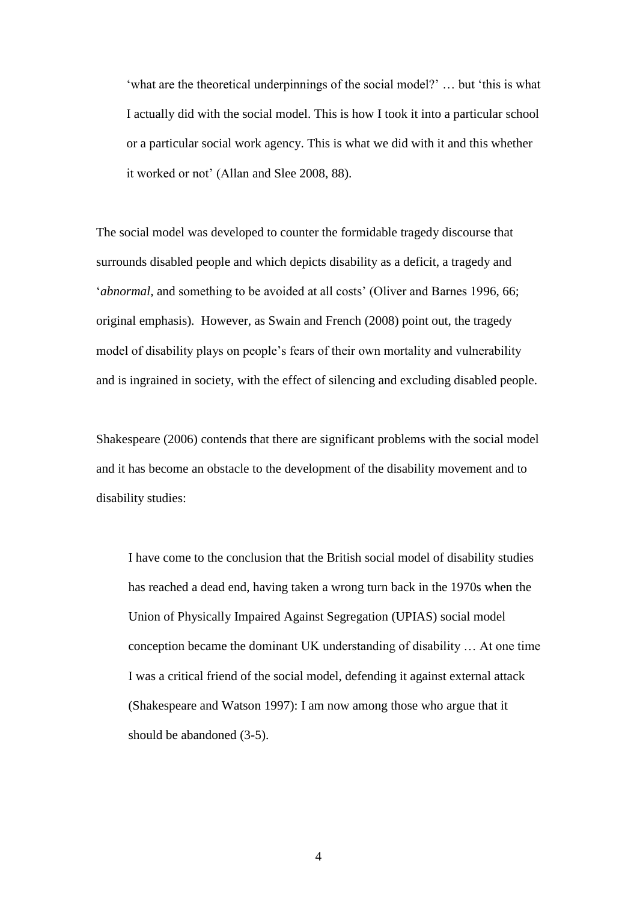> 'what are the theoretical underpinnings of the social model?' … but 'this is what I actually did with the social model. This is how I took it into a particular school or a particular social work agency. This is what we did with it and this whether it worked or not' (Allan and Slee 2008, 88).

The social model was developed to counter the formidable tragedy discourse that surrounds disabled people and which depicts disability as a deficit, a tragedy and '*abnormal*, and something to be avoided at all costs' (Oliver and Barnes 1996, 66; original emphasis). However, as Swain and French (2008) point out, the tragedy model of disability plays on people's fears of their own mortality and vulnerability and is ingrained in society, with the effect of silencing and excluding disabled people.

Shakespeare (2006) contends that there are significant problems with the social model and it has become an obstacle to the development of the disability movement and to disability studies:

> I have come to the conclusion that the British social model of disability studies has reached a dead end, having taken a wrong turn back in the 1970s when the Union of Physically Impaired Against Segregation (UPIAS) social model conception became the dominant UK understanding of disability … At one time I was a critical friend of the social model, defending it against external attack (Shakespeare and Watson 1997): I am now among those who argue that it should be abandoned (3-5).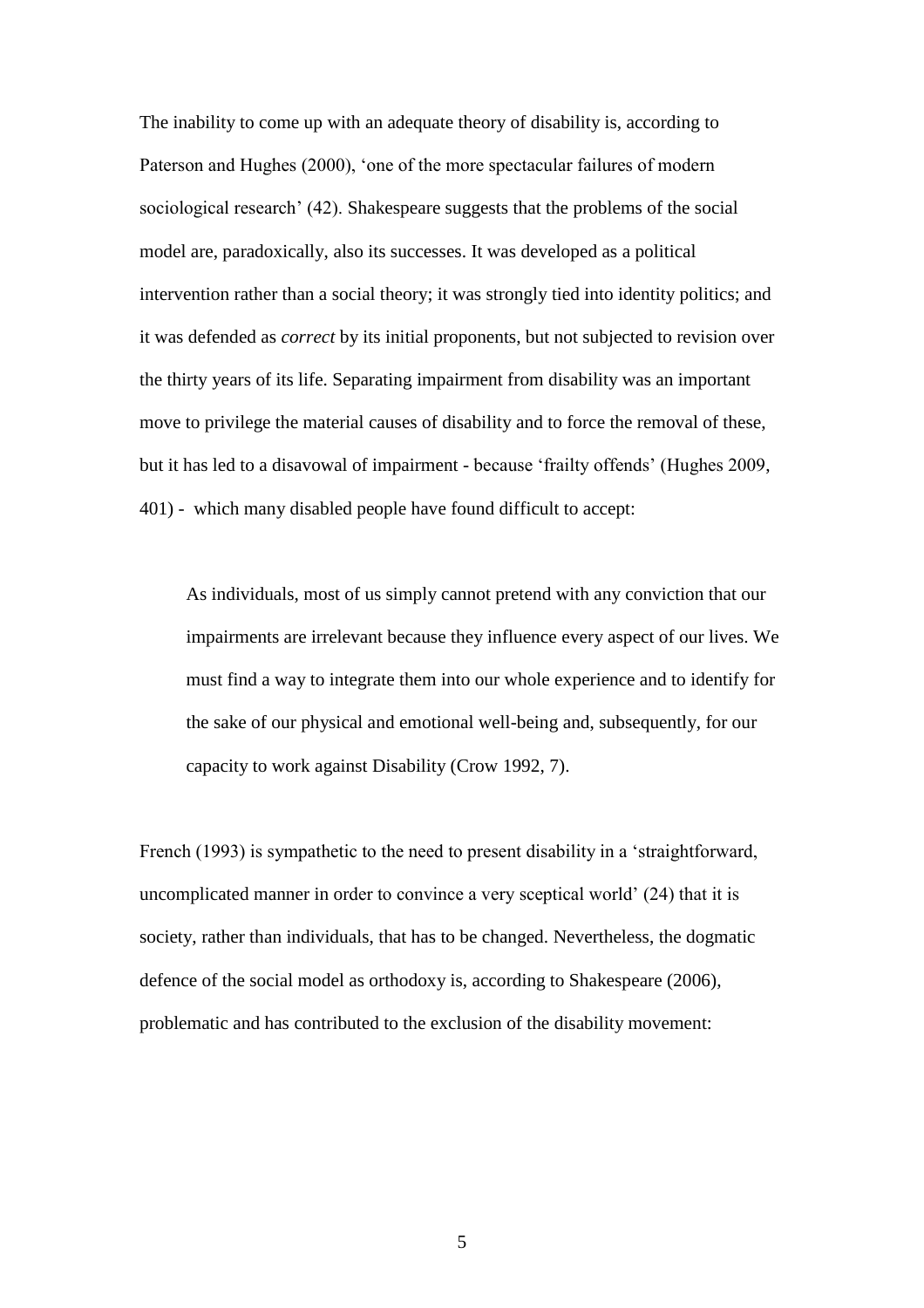The inability to come up with an adequate theory of disability is, according to Paterson and Hughes (2000), 'one of the more spectacular failures of modern sociological research' (42). Shakespeare suggests that the problems of the social model are, paradoxically, also its successes. It was developed as a political intervention rather than a social theory; it was strongly tied into identity politics; and it was defended as *correct* by its initial proponents, but not subjected to revision over the thirty years of its life. Separating impairment from disability was an important move to privilege the material causes of disability and to force the removal of these, but it has led to a disavowal of impairment - because 'frailty offends' (Hughes 2009, 401) - which many disabled people have found difficult to accept:

> As individuals, most of us simply cannot pretend with any conviction that our impairments are irrelevant because they influence every aspect of our lives. We must find a way to integrate them into our whole experience and to identify for the sake of our physical and emotional well-being and, subsequently, for our capacity to work against Disability (Crow 1992, 7).

French (1993) is sympathetic to the need to present disability in a 'straightforward, uncomplicated manner in order to convince a very sceptical world' (24) that it is society, rather than individuals, that has to be changed. Nevertheless, the dogmatic defence of the social model as orthodoxy is, according to Shakespeare (2006), problematic and has contributed to the exclusion of the disability movement: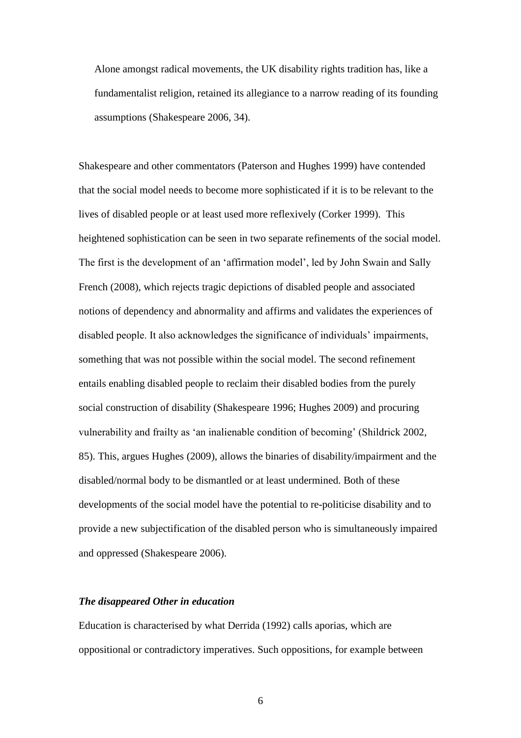> Alone amongst radical movements, the UK disability rights tradition has, like a fundamentalist religion, retained its allegiance to a narrow reading of its founding assumptions (Shakespeare 2006, 34).

Shakespeare and other commentators (Paterson and Hughes 1999) have contended that the social model needs to become more sophisticated if it is to be relevant to the lives of disabled people or at least used more reflexively (Corker 1999). This heightened sophistication can be seen in two separate refinements of the social model. The first is the development of an 'affirmation model', led by John Swain and Sally French (2008), which rejects tragic depictions of disabled people and associated notions of dependency and abnormality and affirms and validates the experiences of disabled people. It also acknowledges the significance of individuals' impairments, something that was not possible within the social model. The second refinement entails enabling disabled people to reclaim their disabled bodies from the purely social construction of disability (Shakespeare 1996; Hughes 2009) and procuring vulnerability and frailty as 'an inalienable condition of becoming' (Shildrick 2002, 85). This, argues Hughes (2009), allows the binaries of disability/impairment and the disabled/normal body to be dismantled or at least undermined. Both of these developments of the social model have the potential to re-politicise disability and to provide a new subjectification of the disabled person who is simultaneously impaired and oppressed (Shakespeare 2006).

### *The disappeared Other in education*

Education is characterised by what Derrida (1992) calls aporias, which are oppositional or contradictory imperatives. Such oppositions, for example between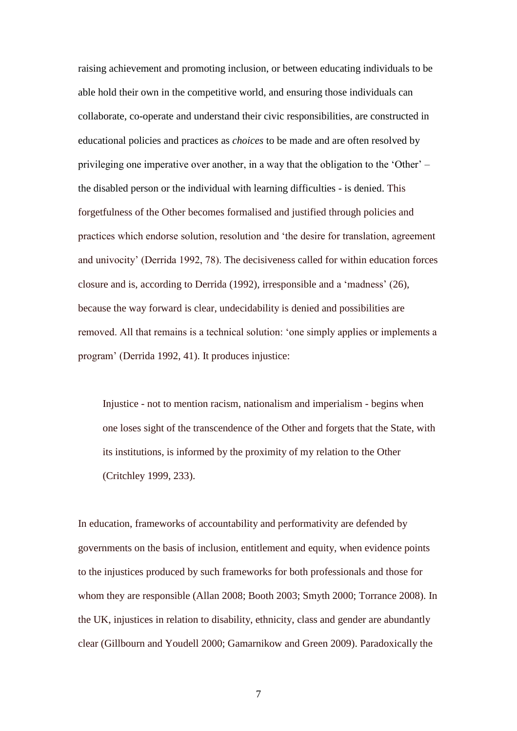raising achievement and promoting inclusion, or between educating individuals to be able hold their own in the competitive world, and ensuring those individuals can collaborate, co-operate and understand their civic responsibilities, are constructed in educational policies and practices as *choices* to be made and are often resolved by privileging one imperative over another, in a way that the obligation to the 'Other' – the disabled person or the individual with learning difficulties - is denied. This forgetfulness of the Other becomes formalised and justified through policies and practices which endorse solution, resolution and 'the desire for translation, agreement and univocity' (Derrida 1992, 78). The decisiveness called for within education forces closure and is, according to Derrida (1992), irresponsible and a 'madness' (26), because the way forward is clear, undecidability is denied and possibilities are removed. All that remains is a technical solution: 'one simply applies or implements a program' (Derrida 1992, 41). It produces injustice:

> Injustice - not to mention racism, nationalism and imperialism - begins when one loses sight of the transcendence of the Other and forgets that the State, with its institutions, is informed by the proximity of my relation to the Other (Critchley 1999, 233).

In education, frameworks of accountability and performativity are defended by governments on the basis of inclusion, entitlement and equity, when evidence points to the injustices produced by such frameworks for both professionals and those for whom they are responsible (Allan 2008; Booth 2003; Smyth 2000; Torrance 2008). In the UK, injustices in relation to disability, ethnicity, class and gender are abundantly clear (Gillbourn and Youdell 2000; Gamarnikow and Green 2009). Paradoxically the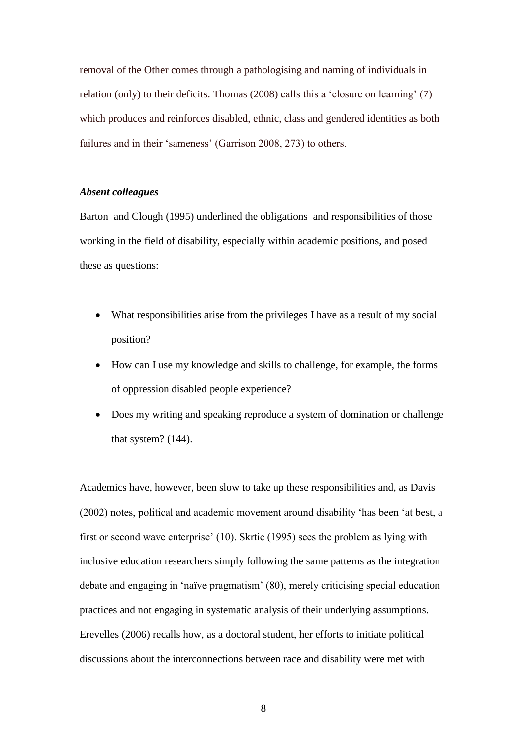removal of the Other comes through a pathologising and naming of individuals in relation (only) to their deficits. Thomas (2008) calls this a 'closure on learning' (7) which produces and reinforces disabled, ethnic, class and gendered identities as both failures and in their 'sameness' (Garrison 2008, 273) to others.

### *Absent colleagues*

Barton and Clough (1995) underlined the obligations and responsibilities of those working in the field of disability, especially within academic positions, and posed these as questions:

- What responsibilities arise from the privileges I have as a result of my social position?
- How can I use my knowledge and skills to challenge, for example, the forms of oppression disabled people experience?
- Does my writing and speaking reproduce a system of domination or challenge that system? (144).

Academics have, however, been slow to take up these responsibilities and, as Davis (2002) notes, political and academic movement around disability 'has been 'at best, a first or second wave enterprise' (10). Skrtic (1995) sees the problem as lying with inclusive education researchers simply following the same patterns as the integration debate and engaging in 'naïve pragmatism' (80), merely criticising special education practices and not engaging in systematic analysis of their underlying assumptions. Erevelles (2006) recalls how, as a doctoral student, her efforts to initiate political discussions about the interconnections between race and disability were met with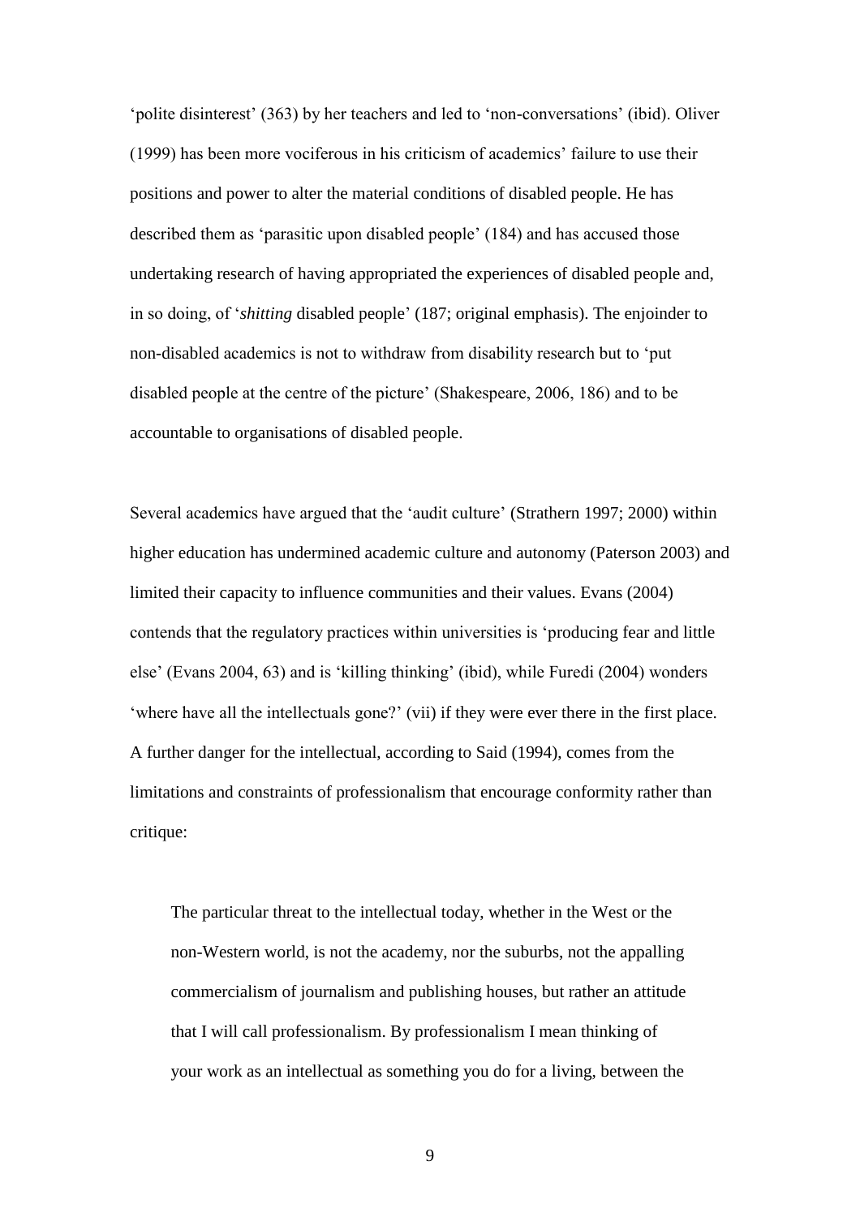'polite disinterest' (363) by her teachers and led to 'non-conversations' (ibid). Oliver (1999) has been more vociferous in his criticism of academics' failure to use their positions and power to alter the material conditions of disabled people. He has described them as 'parasitic upon disabled people' (184) and has accused those undertaking research of having appropriated the experiences of disabled people and, in so doing, of '*shitting* disabled people' (187; original emphasis). The enjoinder to non-disabled academics is not to withdraw from disability research but to 'put disabled people at the centre of the picture' (Shakespeare, 2006, 186) and to be accountable to organisations of disabled people.

Several academics have argued that the 'audit culture' (Strathern 1997; 2000) within higher education has undermined academic culture and autonomy (Paterson 2003) and limited their capacity to influence communities and their values. Evans (2004) contends that the regulatory practices within universities is 'producing fear and little else' (Evans 2004, 63) and is 'killing thinking' (ibid), while Furedi (2004) wonders 'where have all the intellectuals gone?' (vii) if they were ever there in the first place. A further danger for the intellectual, according to Said (1994), comes from the limitations and constraints of professionalism that encourage conformity rather than critique:

> The particular threat to the intellectual today, whether in the West or the non-Western world, is not the academy, nor the suburbs, not the appalling commercialism of journalism and publishing houses, but rather an attitude that I will call professionalism. By professionalism I mean thinking of your work as an intellectual as something you do for a living, between the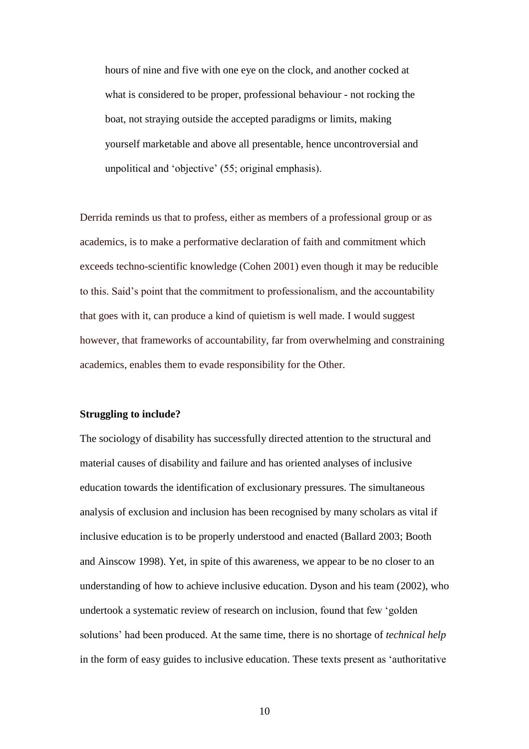> hours of nine and five with one eye on the clock, and another cocked at what is considered to be proper, professional behaviour - not rocking the boat, not straying outside the accepted paradigms or limits, making yourself marketable and above all presentable, hence uncontroversial and unpolitical and 'objective' (55; original emphasis).

Derrida reminds us that to profess, either as members of a professional group or as academics, is to make a performative declaration of faith and commitment which exceeds techno-scientific knowledge (Cohen 2001) even though it may be reducible to this. Said's point that the commitment to professionalism, and the accountability that goes with it, can produce a kind of quietism is well made. I would suggest however, that frameworks of accountability, far from overwhelming and constraining academics, enables them to evade responsibility for the Other.

**Struggling to include?**

The sociology of disability has successfully directed attention to the structural and material causes of disability and failure and has oriented analyses of inclusive education towards the identification of exclusionary pressures. The simultaneous analysis of exclusion and inclusion has been recognised by many scholars as vital if inclusive education is to be properly understood and enacted (Ballard 2003; Booth and Ainscow 1998). Yet, in spite of this awareness, we appear to be no closer to an understanding of how to achieve inclusive education. Dyson and his team (2002), who undertook a systematic review of research on inclusion, found that few 'golden solutions' had been produced. At the same time, there is no shortage of *technical help* in the form of easy guides to inclusive education. These texts present as 'authoritative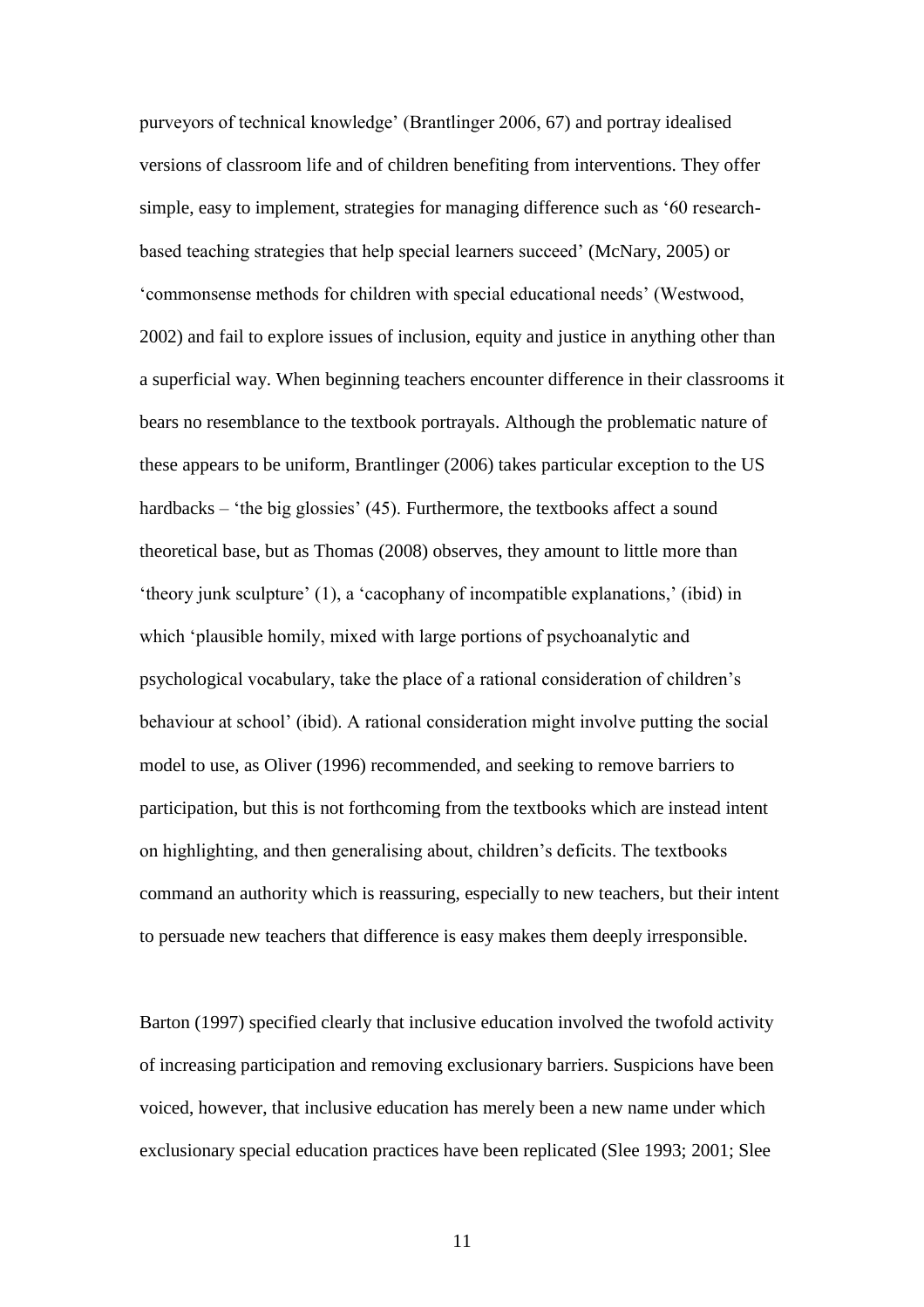purveyors of technical knowledge' (Brantlinger 2006, 67) and portray idealised versions of classroom life and of children benefiting from interventions. They offer simple, easy to implement, strategies for managing difference such as '60 research-based teaching strategies that help special learners succeed' (McNary, 2005) or 'commonsense methods for children with special educational needs' (Westwood, 2002) and fail to explore issues of inclusion, equity and justice in anything other than a superficial way. When beginning teachers encounter difference in their classrooms it bears no resemblance to the textbook portrayals. Although the problematic nature of these appears to be uniform, Brantlinger (2006) takes particular exception to the US hardbacks – 'the big glossies' (45). Furthermore, the textbooks affect a sound theoretical base, but as Thomas (2008) observes, they amount to little more than 'theory junk sculpture' (1), a 'cacophany of incompatible explanations,' (ibid) in which 'plausible homily, mixed with large portions of psychoanalytic and psychological vocabulary, take the place of a rational consideration of children's behaviour at school' (ibid). A rational consideration might involve putting the social model to use, as Oliver (1996) recommended, and seeking to remove barriers to participation, but this is not forthcoming from the textbooks which are instead intent on highlighting, and then generalising about, children's deficits. The textbooks command an authority which is reassuring, especially to new teachers, but their intent to persuade new teachers that difference is easy makes them deeply irresponsible.

Barton (1997) specified clearly that inclusive education involved the twofold activity of increasing participation and removing exclusionary barriers. Suspicions have been voiced, however, that inclusive education has merely been a new name under which exclusionary special education practices have been replicated (Slee 1993; 2001; Slee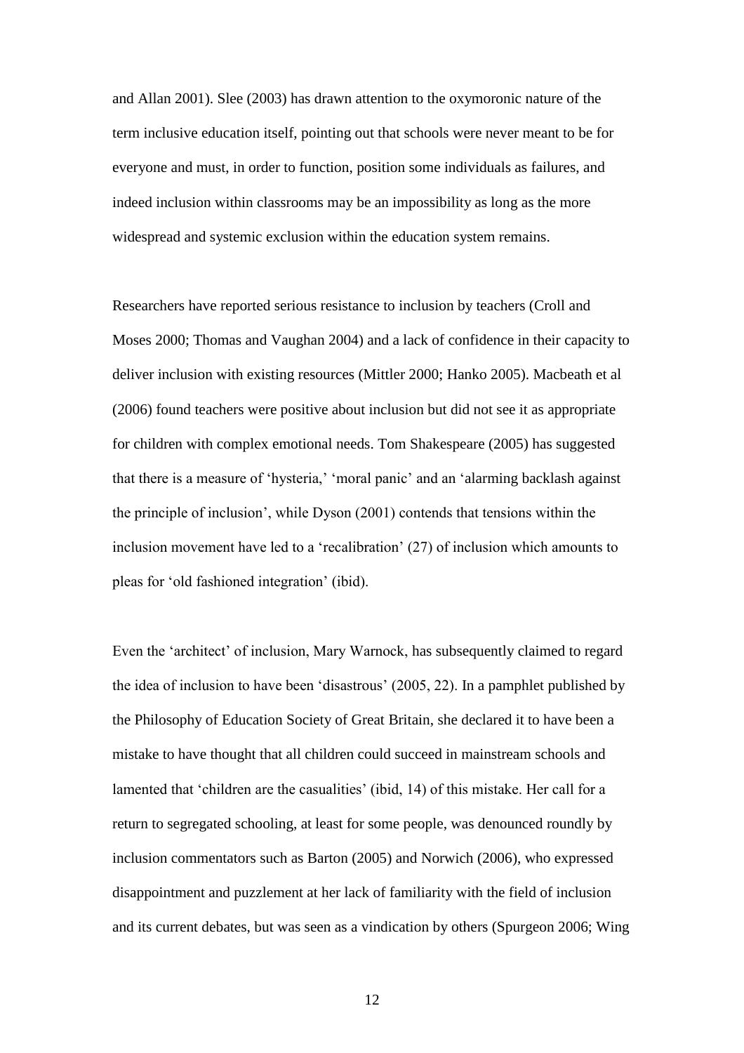and Allan 2001). Slee (2003) has drawn attention to the oxymoronic nature of the term inclusive education itself, pointing out that schools were never meant to be for everyone and must, in order to function, position some individuals as failures, and indeed inclusion within classrooms may be an impossibility as long as the more widespread and systemic exclusion within the education system remains.

Researchers have reported serious resistance to inclusion by teachers (Croll and Moses 2000; Thomas and Vaughan 2004) and a lack of confidence in their capacity to deliver inclusion with existing resources (Mittler 2000; Hanko 2005). Macbeath et al (2006) found teachers were positive about inclusion but did not see it as appropriate for children with complex emotional needs. Tom Shakespeare (2005) has suggested that there is a measure of 'hysteria,' 'moral panic' and an 'alarming backlash against the principle of inclusion', while Dyson (2001) contends that tensions within the inclusion movement have led to a 'recalibration' (27) of inclusion which amounts to pleas for 'old fashioned integration' (ibid).

Even the 'architect' of inclusion, Mary Warnock, has subsequently claimed to regard the idea of inclusion to have been 'disastrous' (2005, 22). In a pamphlet published by the Philosophy of Education Society of Great Britain, she declared it to have been a mistake to have thought that all children could succeed in mainstream schools and lamented that 'children are the casualities' (ibid, 14) of this mistake. Her call for a return to segregated schooling, at least for some people, was denounced roundly by inclusion commentators such as Barton (2005) and Norwich (2006), who expressed disappointment and puzzlement at her lack of familiarity with the field of inclusion and its current debates, but was seen as a vindication by others (Spurgeon 2006; Wing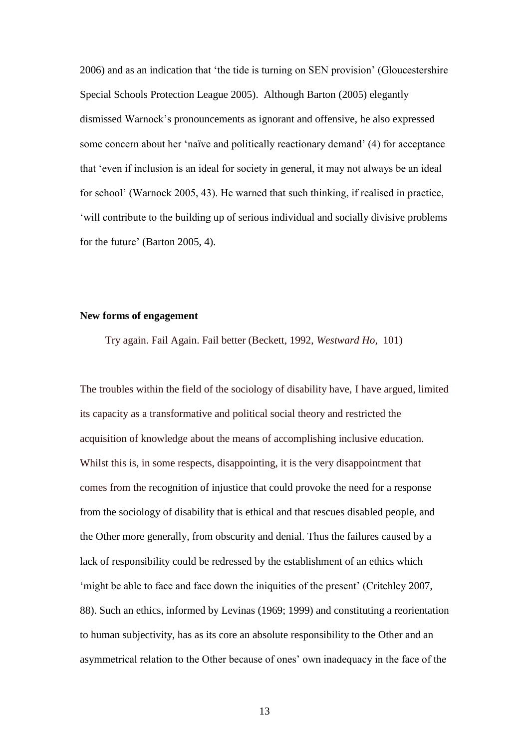2006) and as an indication that 'the tide is turning on SEN provision' (Gloucestershire Special Schools Protection League 2005). Although Barton (2005) elegantly dismissed Warnock's pronouncements as ignorant and offensive, he also expressed some concern about her 'naïve and politically reactionary demand' (4) for acceptance that 'even if inclusion is an ideal for society in general, it may not always be an ideal for school' (Warnock 2005, 43). He warned that such thinking, if realised in practice, 'will contribute to the building up of serious individual and socially divisive problems for the future' (Barton 2005, 4).

## New forms of engagement

> Try again. Fail Again. Fail better (Beckett, 1992, *Westward Ho*, 101)

The troubles within the field of the sociology of disability have, I have argued, limited its capacity as a transformative and political social theory and restricted the acquisition of knowledge about the means of accomplishing inclusive education. Whilst this is, in some respects, disappointing, it is the very disappointment that comes from the recognition of injustice that could provoke the need for a response from the sociology of disability that is ethical and that rescues disabled people, and the Other more generally, from obscurity and denial. Thus the failures caused by a lack of responsibility could be redressed by the establishment of an ethics which 'might be able to face and face down the iniquities of the present' (Critchley 2007, 88). Such an ethics, informed by Levinas (1969; 1999) and constituting a reorientation to human subjectivity, has as its core an absolute responsibility to the Other and an asymmetrical relation to the Other because of ones' own inadequacy in the face of the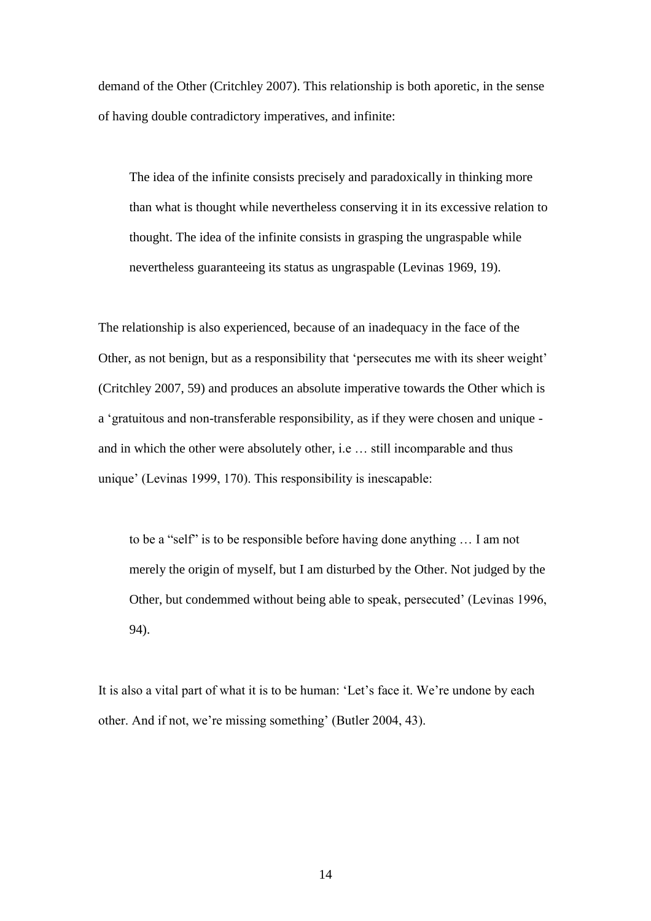demand of the Other (Critchley 2007). This relationship is both aporetic, in the sense of having double contradictory imperatives, and infinite:

> The idea of the infinite consists precisely and paradoxically in thinking more than what is thought while nevertheless conserving it in its excessive relation to thought. The idea of the infinite consists in grasping the ungraspable while nevertheless guaranteeing its status as ungraspable (Levinas 1969, 19).

The relationship is also experienced, because of an inadequacy in the face of the Other, as not benign, but as a responsibility that 'persecutes me with its sheer weight' (Critchley 2007, 59) and produces an absolute imperative towards the Other which is a 'gratuitous and non-transferable responsibility, as if they were chosen and unique - and in which the other were absolutely other, i.e … still incomparable and thus unique' (Levinas 1999, 170). This responsibility is inescapable:

> to be a "self" is to be responsible before having done anything … I am not merely the origin of myself, but I am disturbed by the Other. Not judged by the Other, but condemmed without being able to speak, persecuted' (Levinas 1996, 94).

It is also a vital part of what it is to be human: 'Let's face it. We're undone by each other. And if not, we're missing something' (Butler 2004, 43).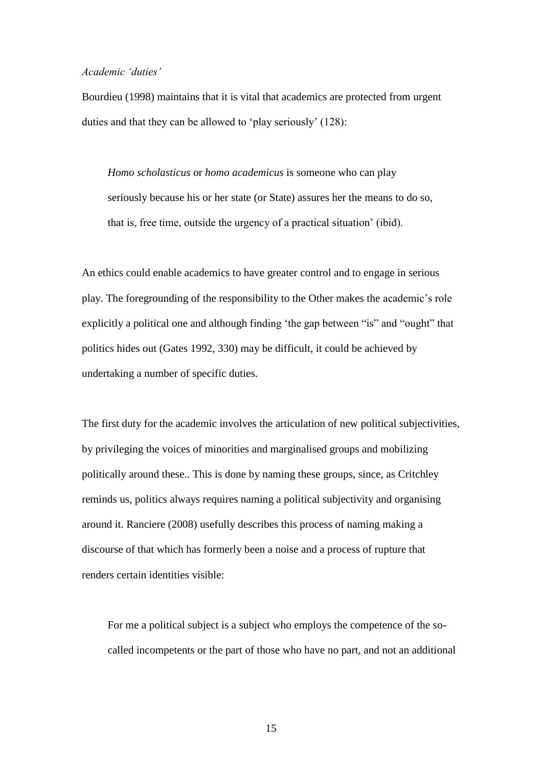*Academic 'duties'*

Bourdieu (1998) maintains that it is vital that academics are protected from urgent duties and that they can be allowed to 'play seriously' (128):

> *Homo scholasticus* or *homo academicus* is someone who can play seriously because his or her state (or State) assures her the means to do so, that is, free time, outside the urgency of a practical situation' (ibid).

An ethics could enable academics to have greater control and to engage in serious play. The foregrounding of the responsibility to the Other makes the academic's role explicitly a political one and although finding 'the gap between "is" and "ought" that politics hides out (Gates 1992, 330) may be difficult, it could be achieved by undertaking a number of specific duties.

The first duty for the academic involves the articulation of new political subjectivities, by privileging the voices of minorities and marginalised groups and mobilizing politically around these.. This is done by naming these groups, since, as Critchley reminds us, politics always requires naming a political subjectivity and organising around it. Ranciere (2008) usefully describes this process of naming making a discourse of that which has formerly been a noise and a process of rupture that renders certain identities visible:

> For me a political subject is a subject who employs the competence of the so-called incompetents or the part of those who have no part, and not an additional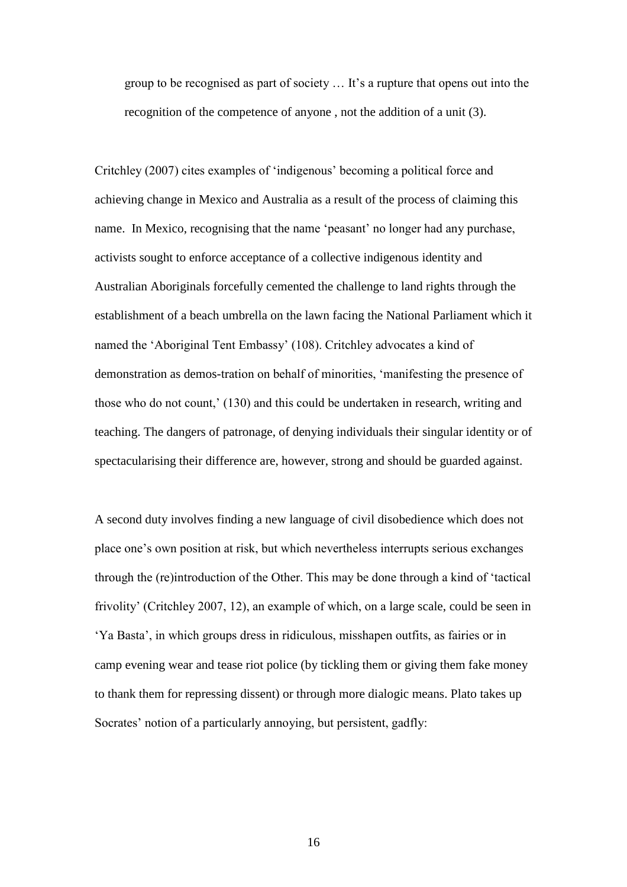> group to be recognised as part of society … It's a rupture that opens out into the recognition of the competence of anyone , not the addition of a unit (3).

Critchley (2007) cites examples of 'indigenous' becoming a political force and achieving change in Mexico and Australia as a result of the process of claiming this name. In Mexico, recognising that the name 'peasant' no longer had any purchase, activists sought to enforce acceptance of a collective indigenous identity and Australian Aboriginals forcefully cemented the challenge to land rights through the establishment of a beach umbrella on the lawn facing the National Parliament which it named the 'Aboriginal Tent Embassy' (108). Critchley advocates a kind of demonstration as demos-tration on behalf of minorities, 'manifesting the presence of those who do not count,' (130) and this could be undertaken in research, writing and teaching. The dangers of patronage, of denying individuals their singular identity or of spectacularising their difference are, however, strong and should be guarded against.

A second duty involves finding a new language of civil disobedience which does not place one's own position at risk, but which nevertheless interrupts serious exchanges through the (re)introduction of the Other. This may be done through a kind of 'tactical frivolity' (Critchley 2007, 12), an example of which, on a large scale, could be seen in 'Ya Basta', in which groups dress in ridiculous, misshapen outfits, as fairies or in camp evening wear and tease riot police (by tickling them or giving them fake money to thank them for repressing dissent) or through more dialogic means. Plato takes up Socrates' notion of a particularly annoying, but persistent, gadfly: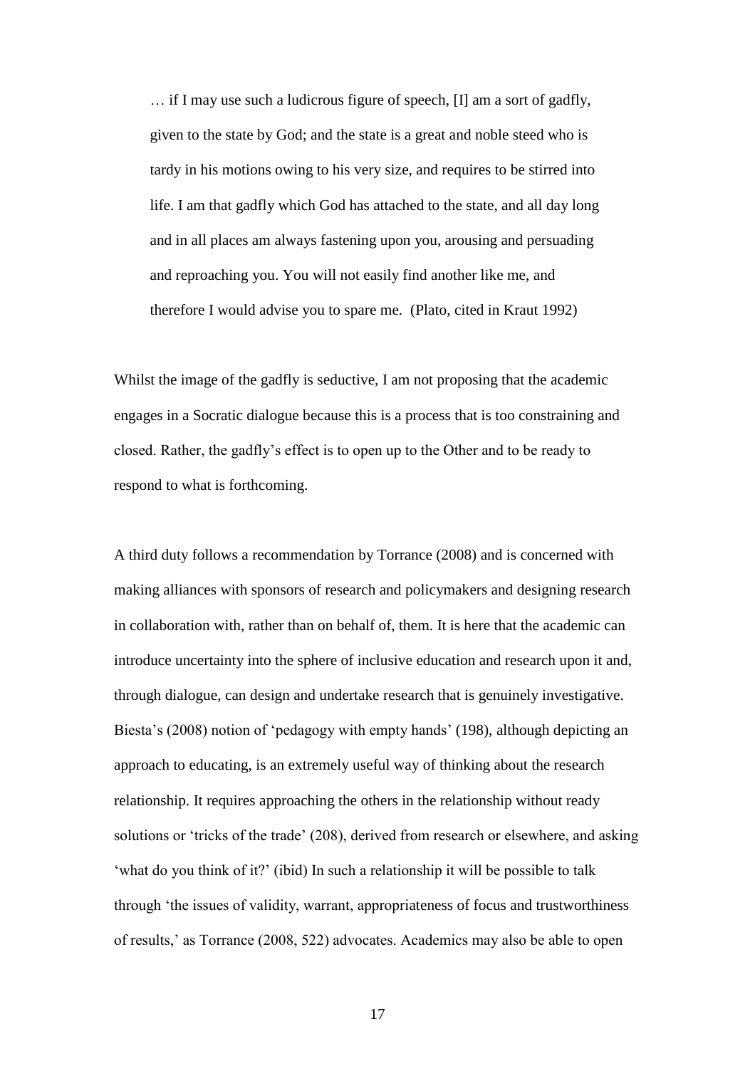> … if I may use such a ludicrous figure of speech, [I] am a sort of gadfly, given to the state by God; and the state is a great and noble steed who is tardy in his motions owing to his very size, and requires to be stirred into life. I am that gadfly which God has attached to the state, and all day long and in all places am always fastening upon you, arousing and persuading and reproaching you. You will not easily find another like me, and therefore I would advise you to spare me. (Plato, cited in Kraut 1992)

Whilst the image of the gadfly is seductive, I am not proposing that the academic engages in a Socratic dialogue because this is a process that is too constraining and closed. Rather, the gadfly's effect is to open up to the Other and to be ready to respond to what is forthcoming.

A third duty follows a recommendation by Torrance (2008) and is concerned with making alliances with sponsors of research and policymakers and designing research in collaboration with, rather than on behalf of, them. It is here that the academic can introduce uncertainty into the sphere of inclusive education and research upon it and, through dialogue, can design and undertake research that is genuinely investigative. Biesta's (2008) notion of 'pedagogy with empty hands' (198), although depicting an approach to educating, is an extremely useful way of thinking about the research relationship. It requires approaching the others in the relationship without ready solutions or 'tricks of the trade' (208), derived from research or elsewhere, and asking 'what do you think of it?' (ibid) In such a relationship it will be possible to talk through 'the issues of validity, warrant, appropriateness of focus and trustworthiness of results,' as Torrance (2008, 522) advocates. Academics may also be able to open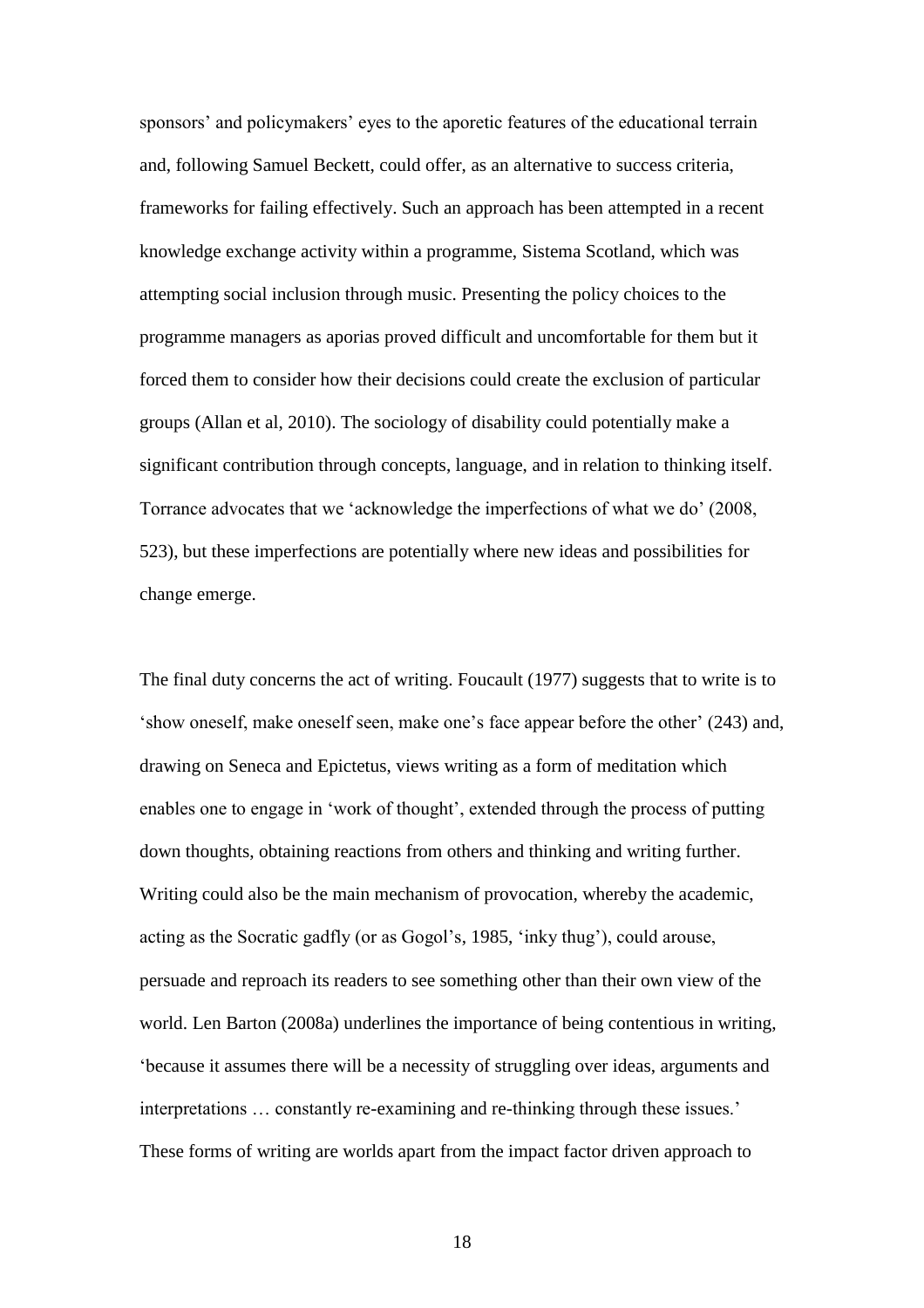sponsors' and policymakers' eyes to the aporetic features of the educational terrain and, following Samuel Beckett, could offer, as an alternative to success criteria, frameworks for failing effectively. Such an approach has been attempted in a recent knowledge exchange activity within a programme, Sistema Scotland, which was attempting social inclusion through music. Presenting the policy choices to the programme managers as aporias proved difficult and uncomfortable for them but it forced them to consider how their decisions could create the exclusion of particular groups (Allan et al, 2010). The sociology of disability could potentially make a significant contribution through concepts, language, and in relation to thinking itself. Torrance advocates that we 'acknowledge the imperfections of what we do' (2008, 523), but these imperfections are potentially where new ideas and possibilities for change emerge.

The final duty concerns the act of writing. Foucault (1977) suggests that to write is to 'show oneself, make oneself seen, make one's face appear before the other' (243) and, drawing on Seneca and Epictetus, views writing as a form of meditation which enables one to engage in 'work of thought', extended through the process of putting down thoughts, obtaining reactions from others and thinking and writing further. Writing could also be the main mechanism of provocation, whereby the academic, acting as the Socratic gadfly (or as Gogol's, 1985, 'inky thug'), could arouse, persuade and reproach its readers to see something other than their own view of the world. Len Barton (2008a) underlines the importance of being contentious in writing, 'because it assumes there will be a necessity of struggling over ideas, arguments and interpretations … constantly re-examining and re-thinking through these issues.' These forms of writing are worlds apart from the impact factor driven approach to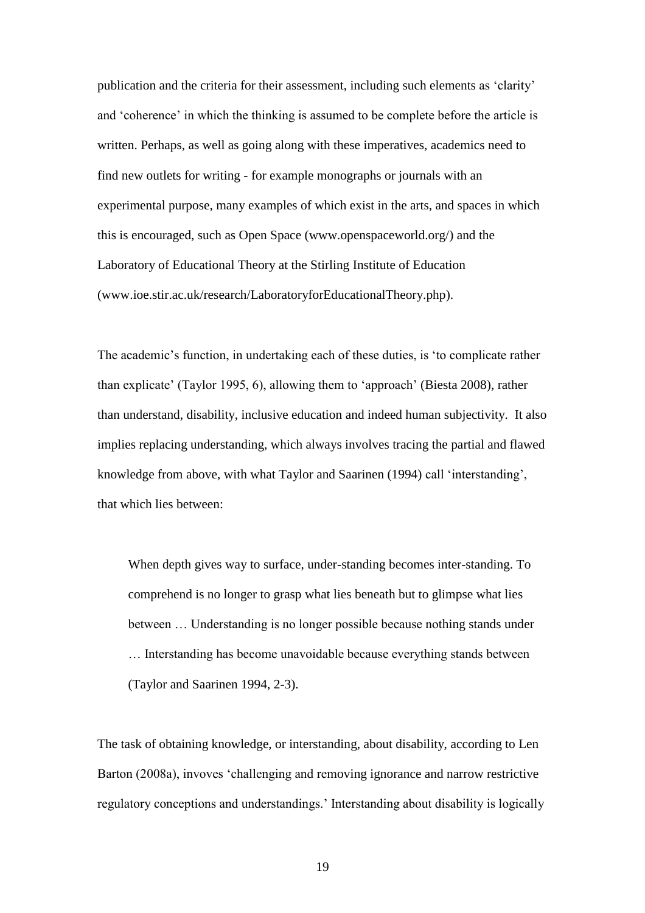publication and the criteria for their assessment, including such elements as 'clarity' and 'coherence' in which the thinking is assumed to be complete before the article is written. Perhaps, as well as going along with these imperatives, academics need to find new outlets for writing - for example monographs or journals with an experimental purpose, many examples of which exist in the arts, and spaces in which this is encouraged, such as Open Space (www.openspaceworld.org/) and the Laboratory of Educational Theory at the Stirling Institute of Education (www.ioe.stir.ac.uk/research/LaboratoryforEducationalTheory.php).

The academic's function, in undertaking each of these duties, is 'to complicate rather than explicate' (Taylor 1995, 6), allowing them to 'approach' (Biesta 2008), rather than understand, disability, inclusive education and indeed human subjectivity. It also implies replacing understanding, which always involves tracing the partial and flawed knowledge from above, with what Taylor and Saarinen (1994) call 'interstanding', that which lies between:

> When depth gives way to surface, under-standing becomes inter-standing. To comprehend is no longer to grasp what lies beneath but to glimpse what lies between … Understanding is no longer possible because nothing stands under … Interstanding has become unavoidable because everything stands between (Taylor and Saarinen 1994, 2-3).

The task of obtaining knowledge, or interstanding, about disability, according to Len Barton (2008a), invoves 'challenging and removing ignorance and narrow restrictive regulatory conceptions and understandings.' Interstanding about disability is logically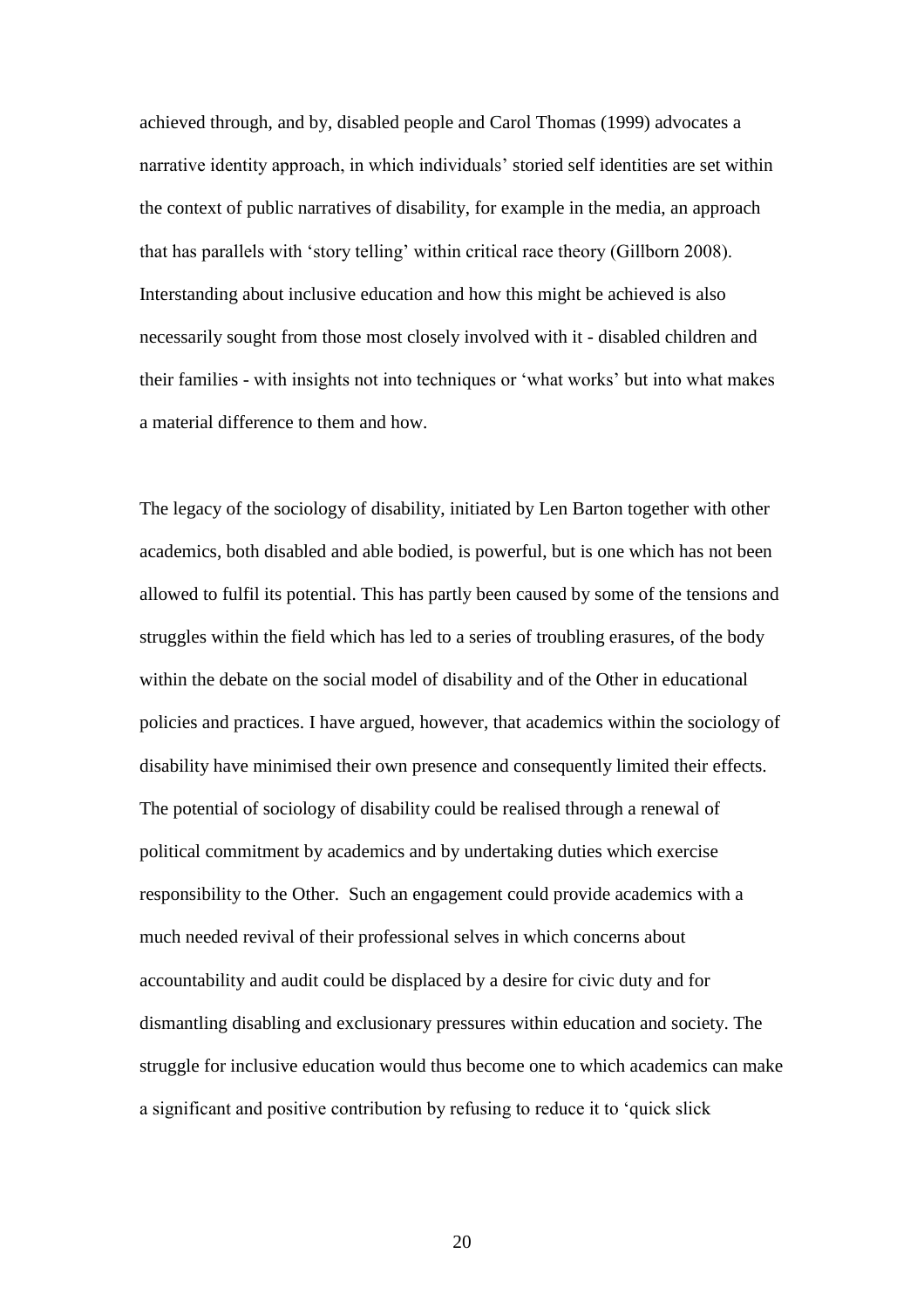achieved through, and by, disabled people and Carol Thomas (1999) advocates a narrative identity approach, in which individuals' storied self identities are set within the context of public narratives of disability, for example in the media, an approach that has parallels with 'story telling' within critical race theory (Gillborn 2008). Interstanding about inclusive education and how this might be achieved is also necessarily sought from those most closely involved with it - disabled children and their families - with insights not into techniques or 'what works' but into what makes a material difference to them and how.

The legacy of the sociology of disability, initiated by Len Barton together with other academics, both disabled and able bodied, is powerful, but is one which has not been allowed to fulfil its potential. This has partly been caused by some of the tensions and struggles within the field which has led to a series of troubling erasures, of the body within the debate on the social model of disability and of the Other in educational policies and practices. I have argued, however, that academics within the sociology of disability have minimised their own presence and consequently limited their effects. The potential of sociology of disability could be realised through a renewal of political commitment by academics and by undertaking duties which exercise responsibility to the Other. Such an engagement could provide academics with a much needed revival of their professional selves in which concerns about accountability and audit could be displaced by a desire for civic duty and for dismantling disabling and exclusionary pressures within education and society. The struggle for inclusive education would thus become one to which academics can make a significant and positive contribution by refusing to reduce it to 'quick slick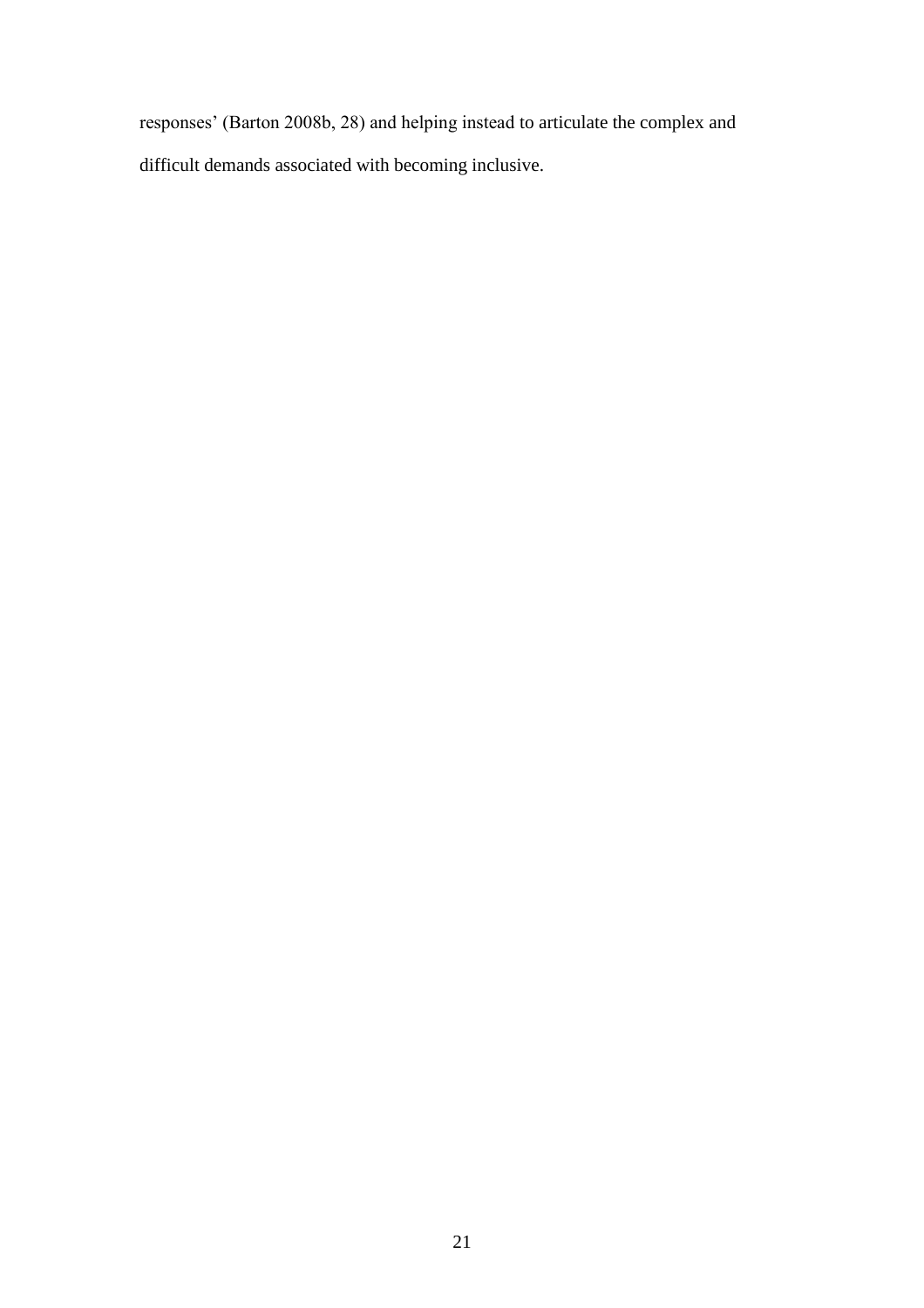responses' (Barton 2008b, 28) and helping instead to articulate the complex and difficult demands associated with becoming inclusive.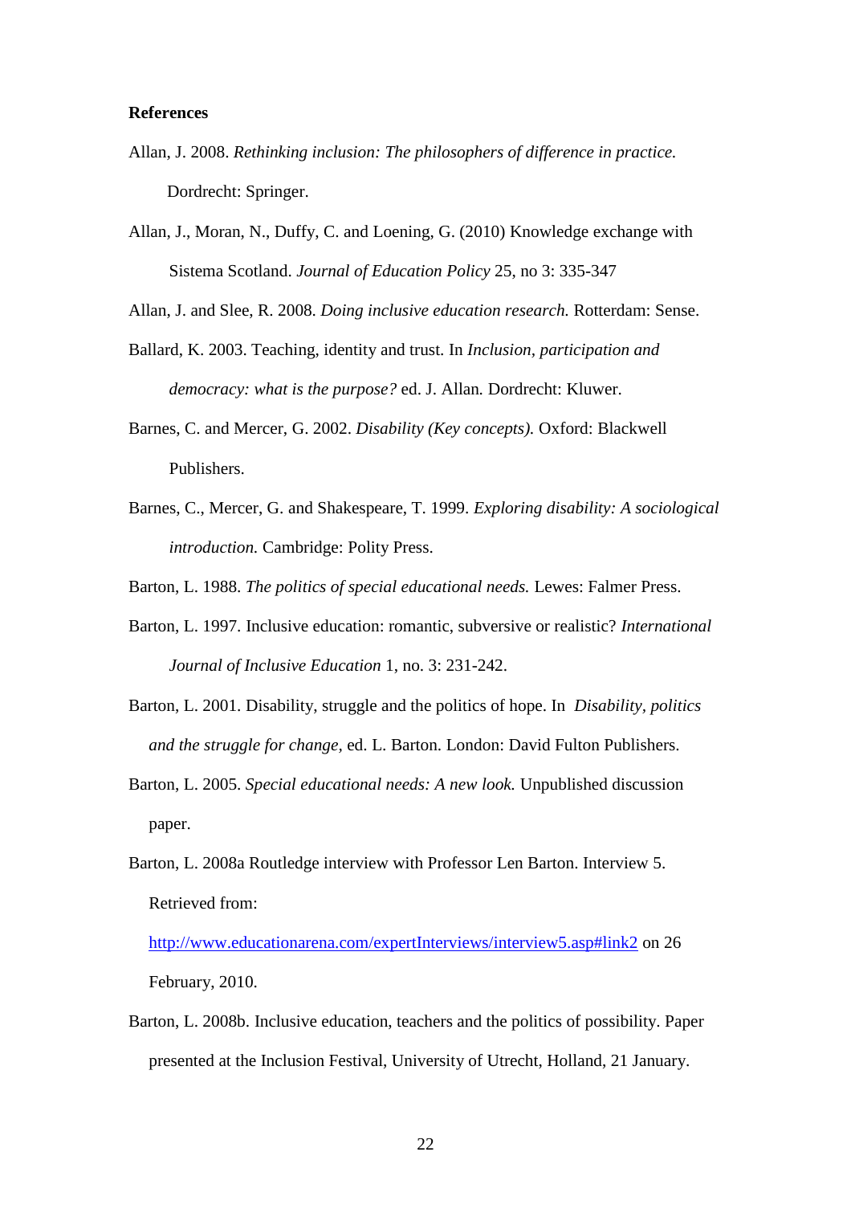**References**

Allan, J. 2008. *Rethinking inclusion: The philosophers of difference in practice.* Dordrecht: Springer.

Allan, J., Moran, N., Duffy, C. and Loening, G. (2010) Knowledge exchange with Sistema Scotland. *Journal of Education Policy* 25, no 3: 335-347

Allan, J. and Slee, R. 2008. *Doing inclusive education research.* Rotterdam: Sense.

Ballard, K. 2003. Teaching, identity and trust. In *Inclusion, participation and democracy: what is the purpose?* ed. J. Allan. Dordrecht: Kluwer.

Barnes, C. and Mercer, G. 2002. *Disability (Key concepts).* Oxford: Blackwell Publishers.

Barnes, C., Mercer, G. and Shakespeare, T. 1999. *Exploring disability: A sociological introduction.* Cambridge: Polity Press.

Barton, L. 1988. *The politics of special educational needs.* Lewes: Falmer Press.

Barton, L. 1997. Inclusive education: romantic, subversive or realistic? *International Journal of Inclusive Education* 1, no. 3: 231-242.

Barton, L. 2001. Disability, struggle and the politics of hope. In *Disability, politics and the struggle for change,* ed. L. Barton. London: David Fulton Publishers.

Barton, L. 2005. *Special educational needs: A new look.* Unpublished discussion paper.

Barton, L. 2008a Routledge interview with Professor Len Barton. Interview 5. Retrieved from: http://www.educationarena.com/expertInterviews/interview5.asp#link2 on 26 February, 2010.

Barton, L. 2008b. Inclusive education, teachers and the politics of possibility. Paper presented at the Inclusion Festival, University of Utrecht, Holland, 21 January.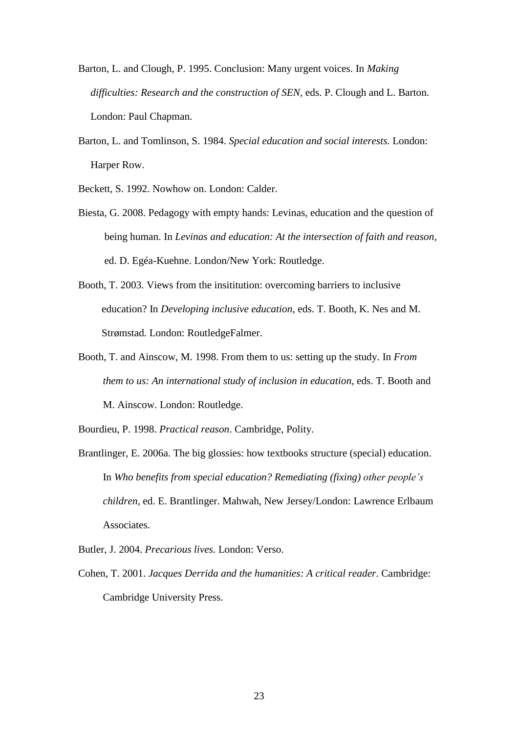Barton, L. and Clough, P. 1995. Conclusion: Many urgent voices. In *Making difficulties: Research and the construction of SEN*, eds. P. Clough and L. Barton. London: Paul Chapman.

Barton, L. and Tomlinson, S. 1984. *Special education and social interests.* London: Harper Row.

Beckett, S. 1992. Nowhow on. London: Calder.

Biesta, G. 2008. Pedagogy with empty hands: Levinas, education and the question of being human. In *Levinas and education: At the intersection of faith and reason*, ed. D. Egéa-Kuehne. London/New York: Routledge.

Booth, T. 2003. Views from the insititution: overcoming barriers to inclusive education? In *Developing inclusive education*, eds. T. Booth, K. Nes and M. Strømstad. London: RoutledgeFalmer.

Booth, T. and Ainscow, M. 1998. From them to us: setting up the study. In *From them to us: An international study of inclusion in education,* eds. T. Booth and M. Ainscow. London: Routledge.

Bourdieu, P. 1998. *Practical reason*. Cambridge, Polity.

Brantlinger, E. 2006a. The big glossies: how textbooks structure (special) education. In *Who benefits from special education? Remediating (fixing) other people's children*, ed. E. Brantlinger. Mahwah, New Jersey/London: Lawrence Erlbaum Associates.

Butler, J. 2004. *Precarious lives.* London: Verso.

Cohen, T. 2001. *Jacques Derrida and the humanities: A critical reader*. Cambridge: Cambridge University Press.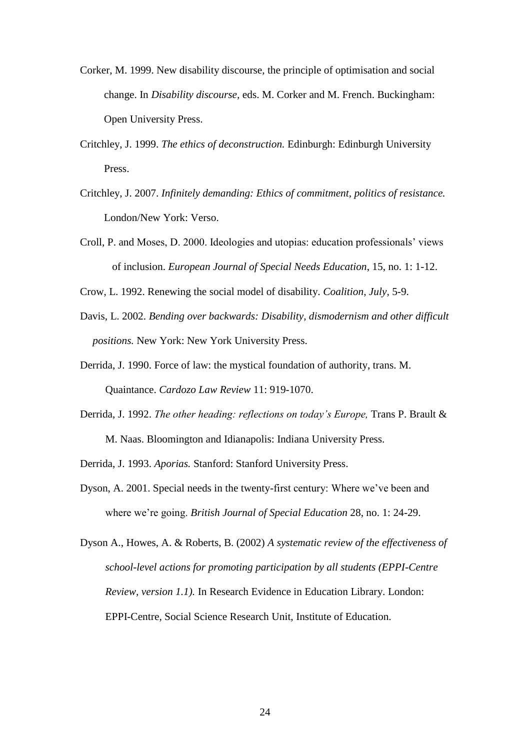Corker, M. 1999. New disability discourse, the principle of optimisation and social change. In *Disability discourse,* eds. M. Corker and M. French. Buckingham: Open University Press.

Critchley, J. 1999. *The ethics of deconstruction.* Edinburgh: Edinburgh University Press.

Critchley, J. 2007. *Infinitely demanding: Ethics of commitment, politics of resistance.* London/New York: Verso.

Croll, P. and Moses, D. 2000. Ideologies and utopias: education professionals' views of inclusion. *European Journal of Special Needs Education*, 15, no. 1: 1-12.

Crow, L. 1992. Renewing the social model of disability. *Coalition, July,* 5-9.

Davis, L. 2002. *Bending over backwards: Disability, dismodernism and other difficult positions.* New York: New York University Press.

Derrida, J. 1990. Force of law: the mystical foundation of authority, trans. M. Quaintance. *Cardozo Law Review* 11: 919-1070.

Derrida, J. 1992. *The other heading: reflections on today's Europe,* Trans P. Brault & M. Naas. Bloomington and Idianapolis: Indiana University Press.

Derrida, J. 1993. *Aporias.* Stanford: Stanford University Press.

Dyson, A. 2001. Special needs in the twenty-first century: Where we've been and where we're going. *British Journal of Special Education* 28, no. 1: 24-29.

Dyson A., Howes, A. & Roberts, B. (2002) *A systematic review of the effectiveness of school-level actions for promoting participation by all students (EPPI-Centre Review, version 1.1).* In Research Evidence in Education Library. London: EPPI-Centre, Social Science Research Unit, Institute of Education.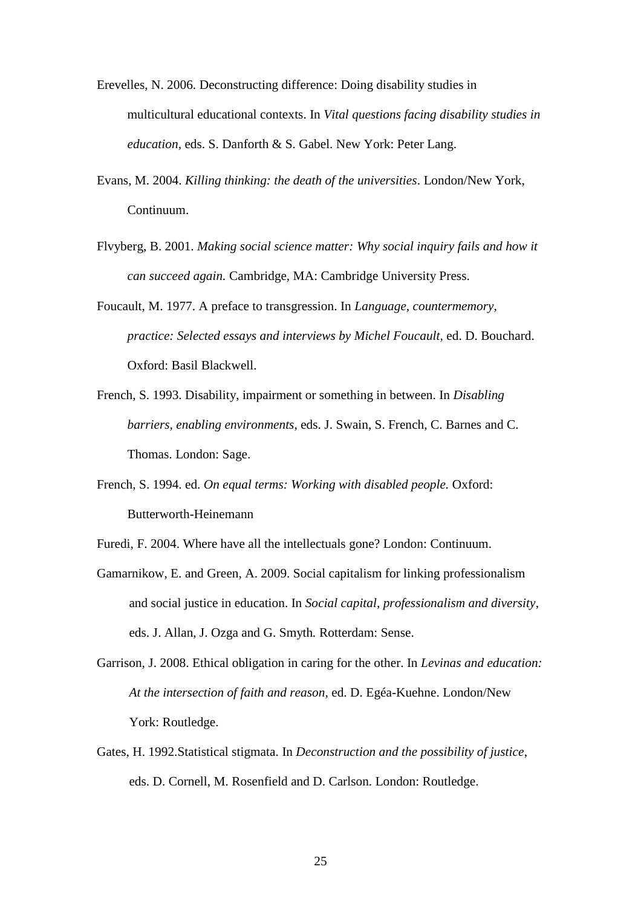Erevelles, N. 2006. Deconstructing difference: Doing disability studies in multicultural educational contexts. In *Vital questions facing disability studies in education*, eds. S. Danforth & S. Gabel. New York: Peter Lang.

Evans, M. 2004. *Killing thinking: the death of the universities*. London/New York, Continuum.

Flvyberg, B. 2001. *Making social science matter: Why social inquiry fails and how it can succeed again.* Cambridge, MA: Cambridge University Press.

Foucault, M. 1977. A preface to transgression. In *Language, countermemory, practice: Selected essays and interviews by Michel Foucault,* ed. D. Bouchard. Oxford: Basil Blackwell.

French, S. 1993. Disability, impairment or something in between. In *Disabling barriers, enabling environments,* eds. J. Swain, S. French, C. Barnes and C. Thomas. London: Sage.

French, S. 1994. ed. *On equal terms: Working with disabled people.* Oxford: Butterworth-Heinemann

Furedi, F. 2004. Where have all the intellectuals gone? London: Continuum.

Gamarnikow, E. and Green, A. 2009. Social capitalism for linking professionalism and social justice in education. In *Social capital, professionalism and diversity*, eds. J. Allan, J. Ozga and G. Smyth*.* Rotterdam: Sense.

Garrison, J. 2008. Ethical obligation in caring for the other. In *Levinas and education: At the intersection of faith and reason,* ed. D. Egéa-Kuehne. London/New York: Routledge.

Gates, H. 1992.Statistical stigmata. In *Deconstruction and the possibility of justice*, eds. D. Cornell, M. Rosenfield and D. Carlson. London: Routledge.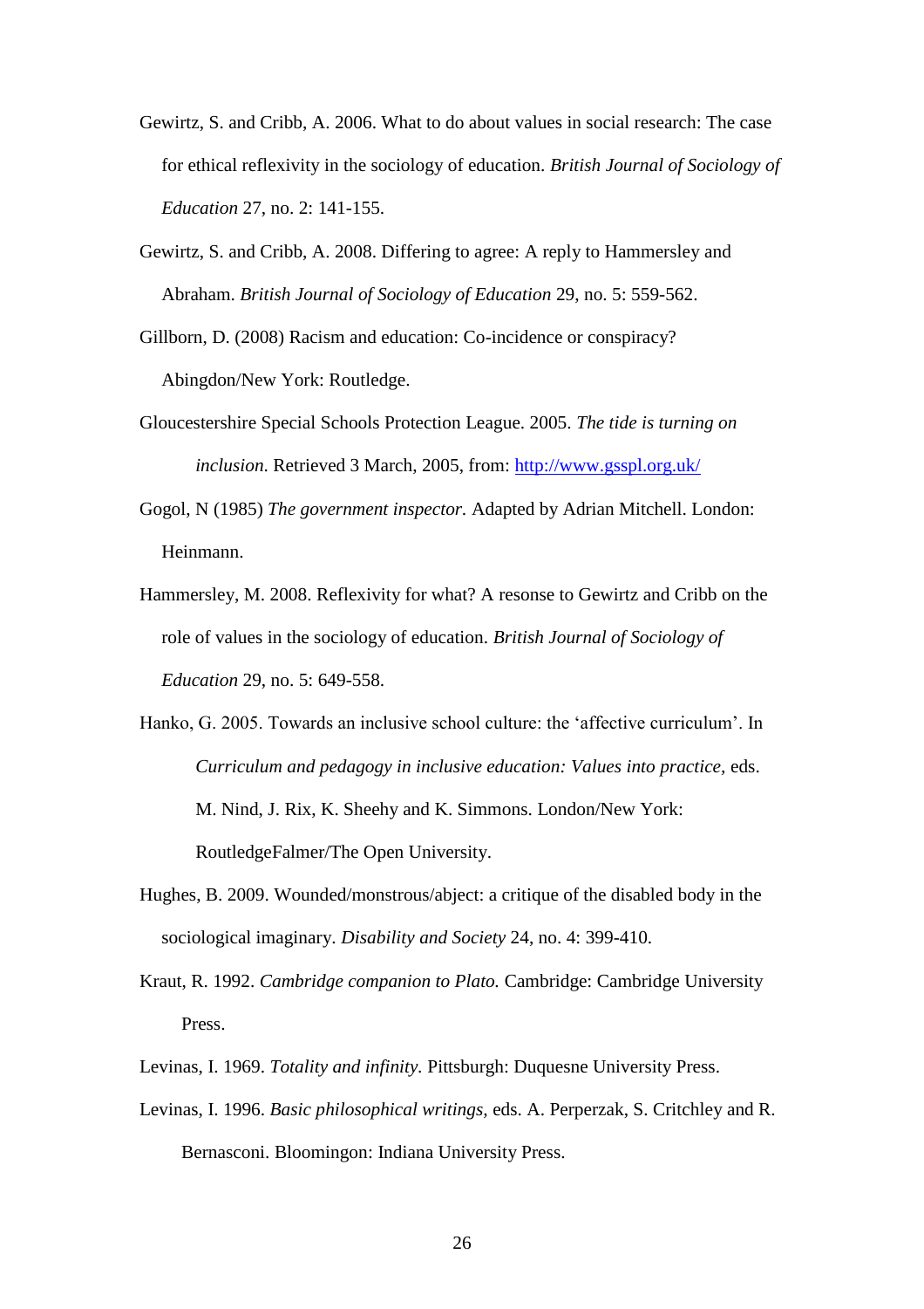Gewirtz, S. and Cribb, A. 2006. What to do about values in social research: The case for ethical reflexivity in the sociology of education. *British Journal of Sociology of Education* 27, no. 2: 141-155.

Gewirtz, S. and Cribb, A. 2008. Differing to agree: A reply to Hammersley and Abraham. *British Journal of Sociology of Education* 29, no. 5: 559-562.

Gillborn, D. (2008) Racism and education: Co-incidence or conspiracy? Abingdon/New York: Routledge.

Gloucestershire Special Schools Protection League. 2005. *The tide is turning on inclusion*. Retrieved 3 March, 2005, from: http://www.gsspl.org.uk/

Gogol, N (1985) *The government inspector.* Adapted by Adrian Mitchell. London: Heinmann.

Hammersley, M. 2008. Reflexivity for what? A resonse to Gewirtz and Cribb on the role of values in the sociology of education. *British Journal of Sociology of Education* 29, no. 5: 649-558.

Hanko, G. 2005. Towards an inclusive school culture: the 'affective curriculum'. In *Curriculum and pedagogy in inclusive education: Values into practice,* eds. M. Nind, J. Rix, K. Sheehy and K. Simmons. London/New York: RoutledgeFalmer/The Open University.

Hughes, B. 2009. Wounded/monstrous/abject: a critique of the disabled body in the sociological imaginary. *Disability and Society* 24, no. 4: 399-410.

Kraut, R. 1992. *Cambridge companion to Plato.* Cambridge: Cambridge University Press.

Levinas, I. 1969. *Totality and infinity.* Pittsburgh: Duquesne University Press.

Levinas, I. 1996. *Basic philosophical writings,* eds. A. Perperzak, S. Critchley and R. Bernasconi. Bloomingon: Indiana University Press.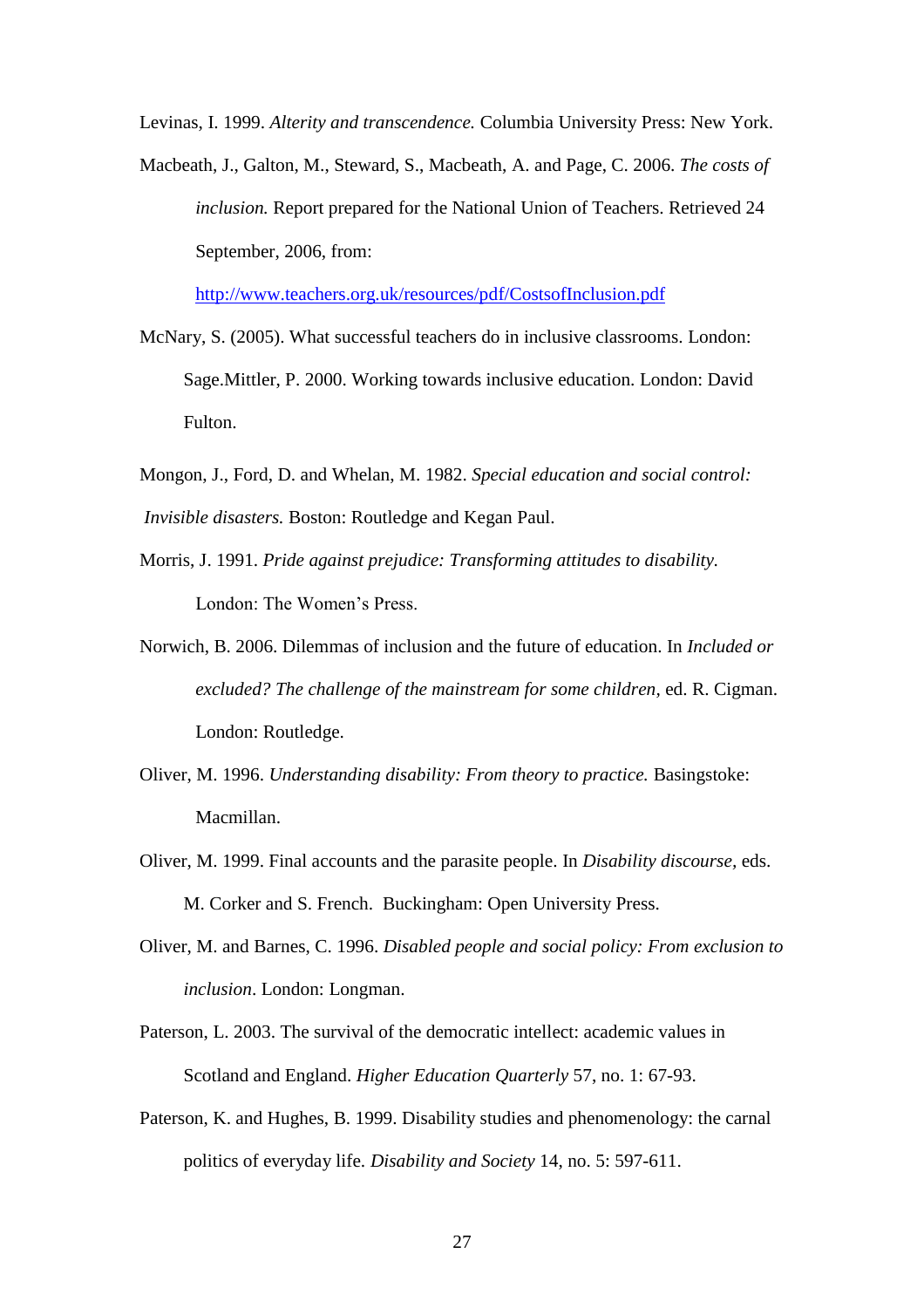Levinas, I. 1999. *Alterity and transcendence.* Columbia University Press: New York.

Macbeath, J., Galton, M., Steward, S., Macbeath, A. and Page, C. 2006. *The costs of inclusion.* Report prepared for the National Union of Teachers. Retrieved 24 September, 2006, from: http://www.teachers.org.uk/resources/pdf/CostsofInclusion.pdf

McNary, S. (2005). What successful teachers do in inclusive classrooms. London: Sage.Mittler, P. 2000. Working towards inclusive education. London: David Fulton.

Mongon, J., Ford, D. and Whelan, M. 1982. *Special education and social control: Invisible disasters.* Boston: Routledge and Kegan Paul.

Morris, J. 1991. *Pride against prejudice: Transforming attitudes to disability.* London: The Women's Press.

Norwich, B. 2006. Dilemmas of inclusion and the future of education. In *Included or excluded? The challenge of the mainstream for some children*, ed. R. Cigman. London: Routledge.

Oliver, M. 1996. *Understanding disability: From theory to practice.* Basingstoke: Macmillan.

Oliver, M. 1999. Final accounts and the parasite people. In *Disability discourse*, eds. M. Corker and S. French. Buckingham: Open University Press.

Oliver, M. and Barnes, C. 1996. *Disabled people and social policy: From exclusion to inclusion*. London: Longman.

Paterson, L. 2003. The survival of the democratic intellect: academic values in Scotland and England. *Higher Education Quarterly* 57, no. 1: 67-93.

Paterson, K. and Hughes, B. 1999. Disability studies and phenomenology: the carnal politics of everyday life. *Disability and Society* 14, no. 5: 597-611.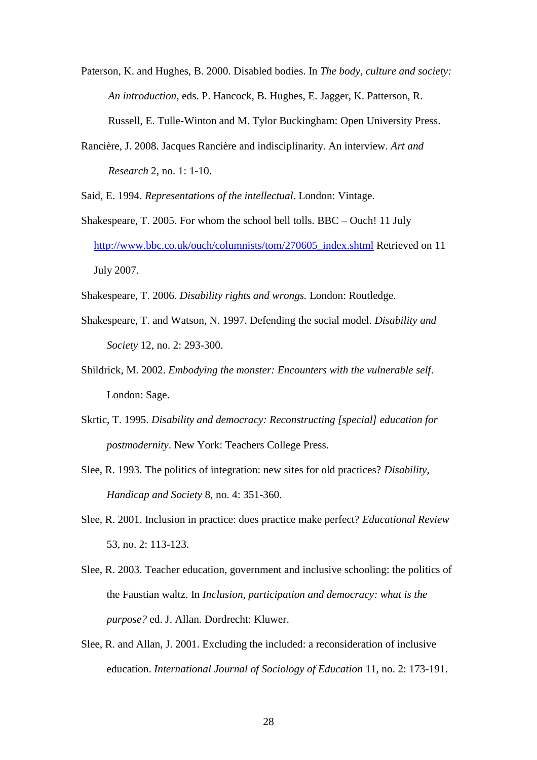Paterson, K. and Hughes, B. 2000. Disabled bodies. In *The body, culture and society: An introduction,* eds. P. Hancock, B. Hughes, E. Jagger, K. Patterson, R. Russell, E. Tulle-Winton and M. Tylor Buckingham: Open University Press.

Rancière, J. 2008. Jacques Rancière and indisciplinarity. An interview. *Art and Research* 2, no. 1: 1-10.

Said, E. 1994. *Representations of the intellectual*. London: Vintage.

Shakespeare, T. 2005. For whom the school bell tolls. BBC – Ouch! 11 July http://www.bbc.co.uk/ouch/columnists/tom/270605_index.shtml Retrieved on 11 July 2007.

Shakespeare, T. 2006. *Disability rights and wrongs.* London: Routledge.

Shakespeare, T. and Watson, N. 1997. Defending the social model. *Disability and Society* 12, no. 2: 293-300.

Shildrick, M. 2002. *Embodying the monster: Encounters with the vulnerable self*. London: Sage.

Skrtic, T. 1995. *Disability and democracy: Reconstructing [special] education for postmodernity*. New York: Teachers College Press.

Slee, R. 1993. The politics of integration: new sites for old practices? *Disability, Handicap and Society* 8, no. 4: 351-360.

Slee, R. 2001. Inclusion in practice: does practice make perfect? *Educational Review* 53, no. 2: 113-123.

Slee, R. 2003. Teacher education, government and inclusive schooling: the politics of the Faustian waltz. In *Inclusion, participation and democracy: what is the purpose?* ed. J. Allan. Dordrecht: Kluwer.

Slee, R. and Allan, J. 2001. Excluding the included: a reconsideration of inclusive education. *International Journal of Sociology of Education* 11, no. 2: 173-191.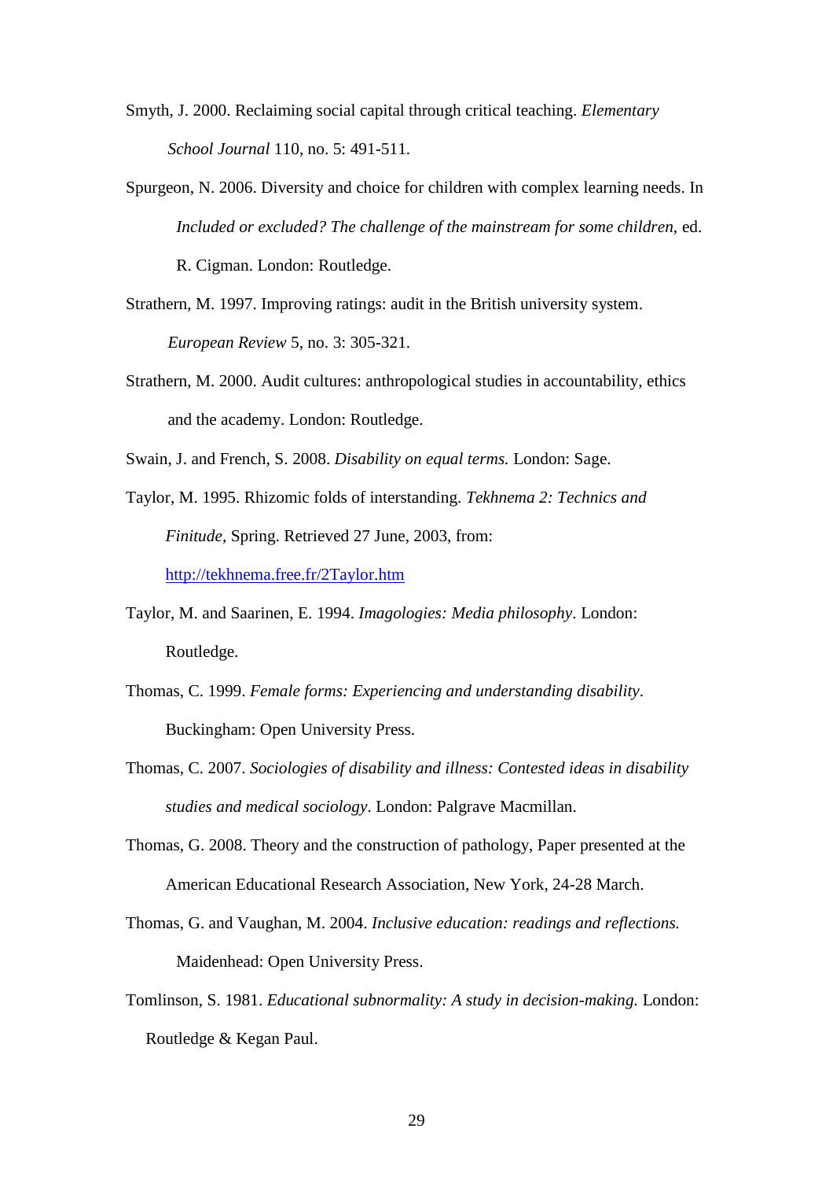Smyth, J. 2000. Reclaiming social capital through critical teaching. *Elementary School Journal* 110, no. 5: 491-511.

Spurgeon, N. 2006. Diversity and choice for children with complex learning needs. In *Included or excluded? The challenge of the mainstream for some children,* ed. R. Cigman. London: Routledge.

Strathern, M. 1997. Improving ratings: audit in the British university system. *European Review* 5, no. 3: 305-321.

Strathern, M. 2000. Audit cultures: anthropological studies in accountability, ethics and the academy. London: Routledge.

Swain, J. and French, S. 2008. *Disability on equal terms.* London: Sage.

Taylor, M. 1995. Rhizomic folds of interstanding. *Tekhnema 2: Technics and Finitude*, Spring. Retrieved 27 June, 2003, from: http://tekhnema.free.fr/2Taylor.htm

Taylor, M. and Saarinen, E. 1994. *Imagologies: Media philosophy*. London: Routledge.

Thomas, C. 1999. *Female forms: Experiencing and understanding disability*. Buckingham: Open University Press.

Thomas, C. 2007. *Sociologies of disability and illness: Contested ideas in disability studies and medical sociology*. London: Palgrave Macmillan.

Thomas, G. 2008. Theory and the construction of pathology, Paper presented at the American Educational Research Association, New York, 24-28 March.

Thomas, G. and Vaughan, M. 2004. *Inclusive education: readings and reflections.* Maidenhead: Open University Press.

Tomlinson, S. 1981. *Educational subnormality: A study in decision-making.* London: Routledge & Kegan Paul.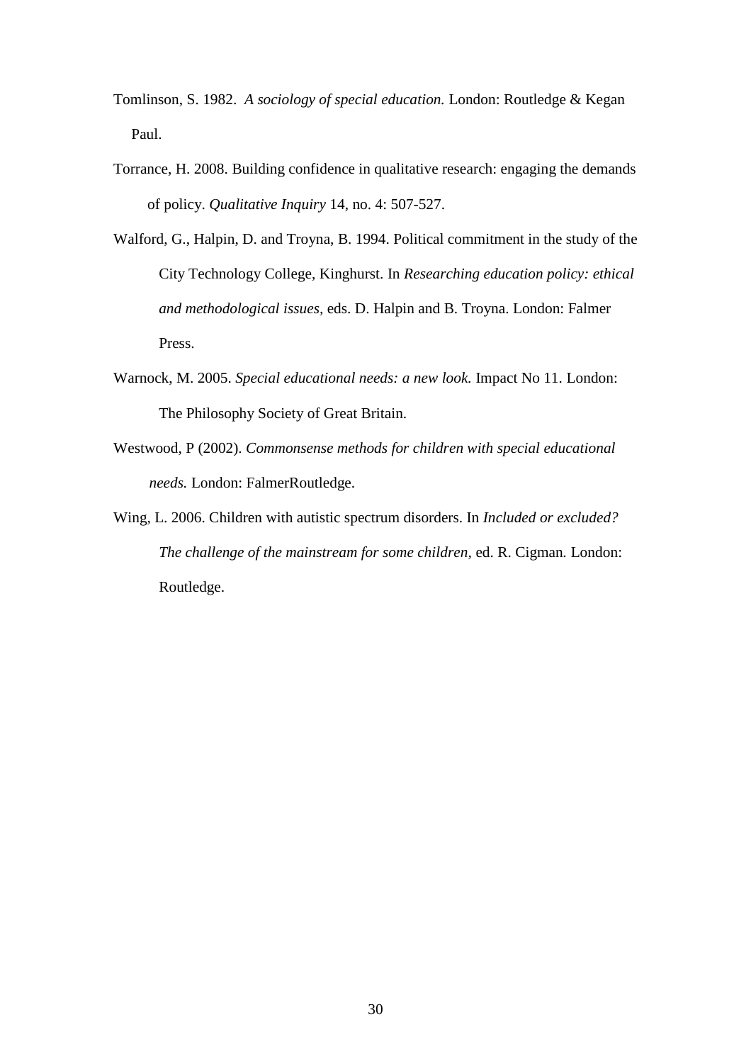Tomlinson, S. 1982. *A sociology of special education.* London: Routledge & Kegan Paul.

Torrance, H. 2008. Building confidence in qualitative research: engaging the demands of policy. *Qualitative Inquiry* 14, no. 4: 507-527.

Walford, G., Halpin, D. and Troyna, B. 1994. Political commitment in the study of the City Technology College, Kinghurst. In *Researching education policy: ethical and methodological issues*, eds. D. Halpin and B. Troyna. London: Falmer Press.

Warnock, M. 2005. *Special educational needs: a new look.* Impact No 11. London: The Philosophy Society of Great Britain.

Westwood, P (2002). *Commonsense methods for children with special educational needs.* London: FalmerRoutledge.

Wing, L. 2006. Children with autistic spectrum disorders. In *Included or excluded? The challenge of the mainstream for some children*, ed. R. Cigman. London: Routledge.